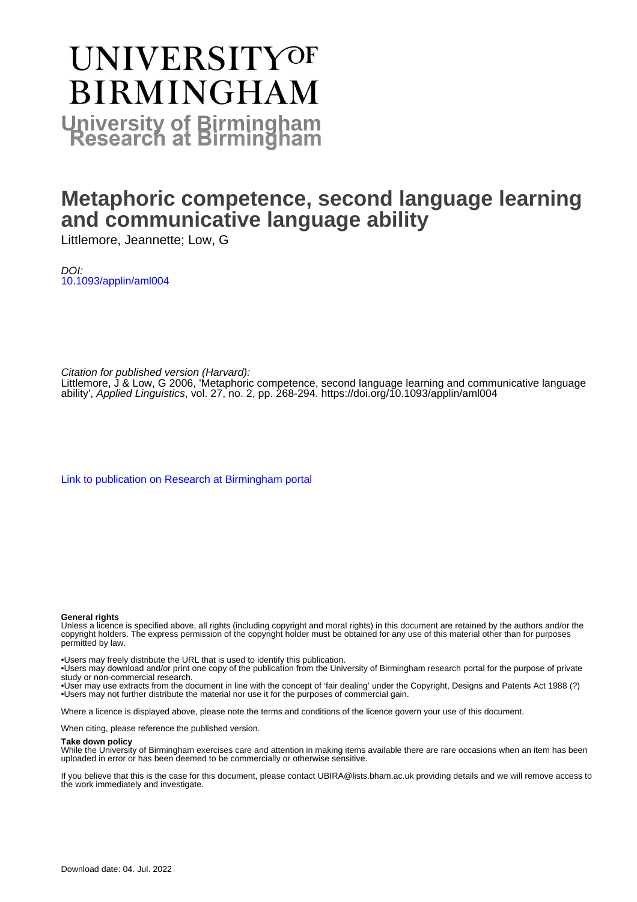# UNIVERSITY OF BIRMINGHAM

**University of Birmingham Research at Birmingham**

# Metaphoric competence, second language learning and communicative language ability

Littlemore, Jeannette; Low, G

*DOI:*
10.1093/applin/aml004

*Citation for published version (Harvard):*
Littlemore, J & Low, G 2006, 'Metaphoric competence, second language learning and communicative language ability', *Applied Linguistics*, vol. 27, no. 2, pp. 268-294. https://doi.org/10.1093/applin/aml004

Link to publication on Research at Birmingham portal

**General rights**
Unless a licence is specified above, all rights (including copyright and moral rights) in this document are retained by the authors and/or the copyright holders. The express permission of the copyright holder must be obtained for any use of this material other than for purposes permitted by law.

•Users may freely distribute the URL that is used to identify this publication.
•Users may download and/or print one copy of the publication from the University of Birmingham research portal for the purpose of private study or non-commercial research.
•User may use extracts from the document in line with the concept of 'fair dealing' under the Copyright, Designs and Patents Act 1988 (?)
•Users may not further distribute the material nor use it for the purposes of commercial gain.

Where a licence is displayed above, please note the terms and conditions of the licence govern your use of this document.

When citing, please reference the published version.

**Take down policy**
While the University of Birmingham exercises care and attention in making items available there are rare occasions when an item has been uploaded in error or has been deemed to be commercially or otherwise sensitive.

If you believe that this is the case for this document, please contact UBIRA@lists.bham.ac.uk providing details and we will remove access to the work immediately and investigate.

Download date: 04. Jul. 2022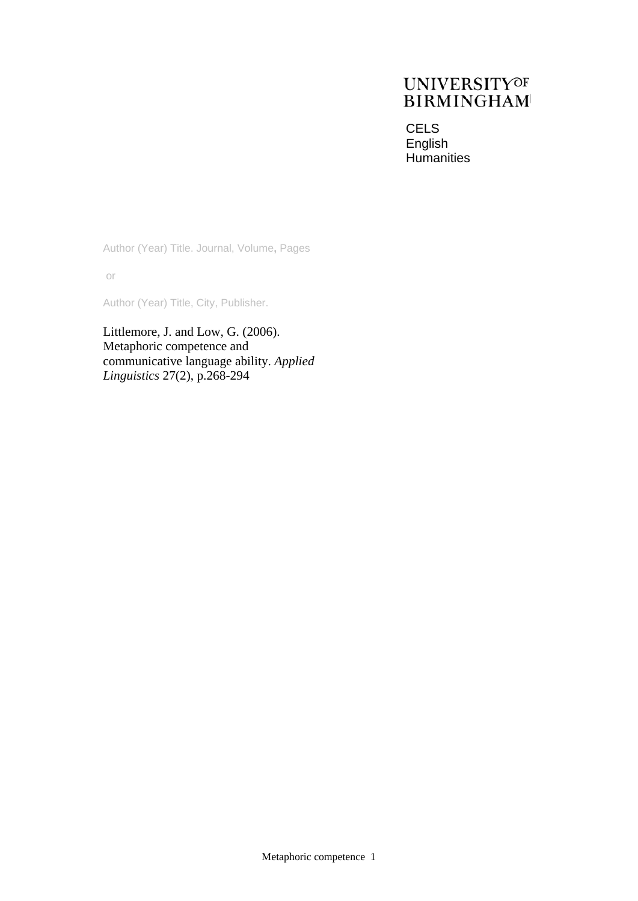UNIVERSITY OF BIRMINGHAM

CELS
English
Humanities

Author (Year) Title. Journal, Volume, Pages

or

Author (Year) Title, City, Publisher.

Littlemore, J. and Low, G. (2006). Metaphoric competence and communicative language ability. *Applied Linguistics* 27(2), p.268-294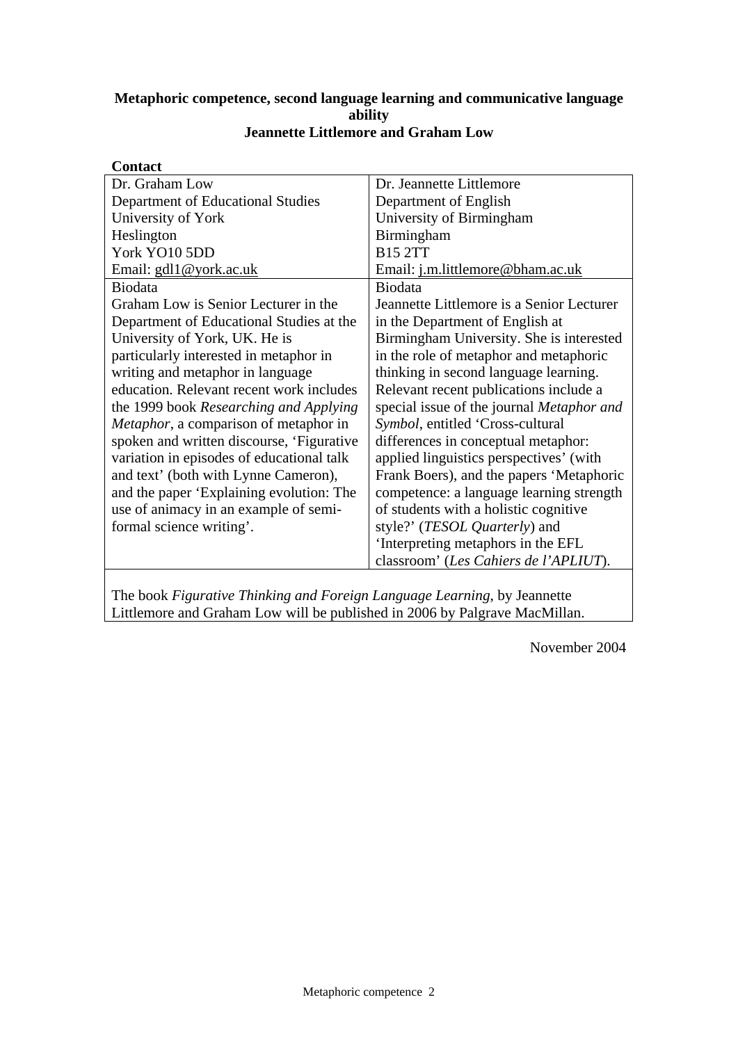**Metaphoric competence, second language learning and communicative language ability**
**Jeannette Littlemore and Graham Low**

**Contact**

| Dr. Graham Low<br>Department of Educational Studies<br>University of York<br>Heslington<br>York YO10 5DD<br>Email: gdl1@york.ac.uk | Dr. Jeannette Littlemore<br>Department of English<br>University of Birmingham<br>Birmingham<br>B15 2TT<br>Email: j.m.littlemore@bham.ac.uk |
|---|---|
| Biodata<br>Graham Low is Senior Lecturer in the Department of Educational Studies at the University of York, UK. He is particularly interested in metaphor in writing and metaphor in language education. Relevant recent work includes the 1999 book *Researching and Applying Metaphor*, a comparison of metaphor in spoken and written discourse, 'Figurative variation in episodes of educational talk and text' (both with Lynne Cameron), and the paper 'Explaining evolution: The use of animacy in an example of semi-formal science writing'. | Biodata<br>Jeannette Littlemore is a Senior Lecturer in the Department of English at Birmingham University. She is interested in the role of metaphor and metaphoric thinking in second language learning. Relevant recent publications include a special issue of the journal *Metaphor and Symbol*, entitled 'Cross-cultural differences in conceptual metaphor: applied linguistics perspectives' (with Frank Boers), and the papers 'Metaphoric competence: a language learning strength of students with a holistic cognitive style?' (*TESOL Quarterly*) and 'Interpreting metaphors in the EFL classroom' (*Les Cahiers de l'APLIUT*). |
| The book *Figurative Thinking and Foreign Language Learning*, by Jeannette Littlemore and Graham Low will be published in 2006 by Palgrave MacMillan. | |

November 2004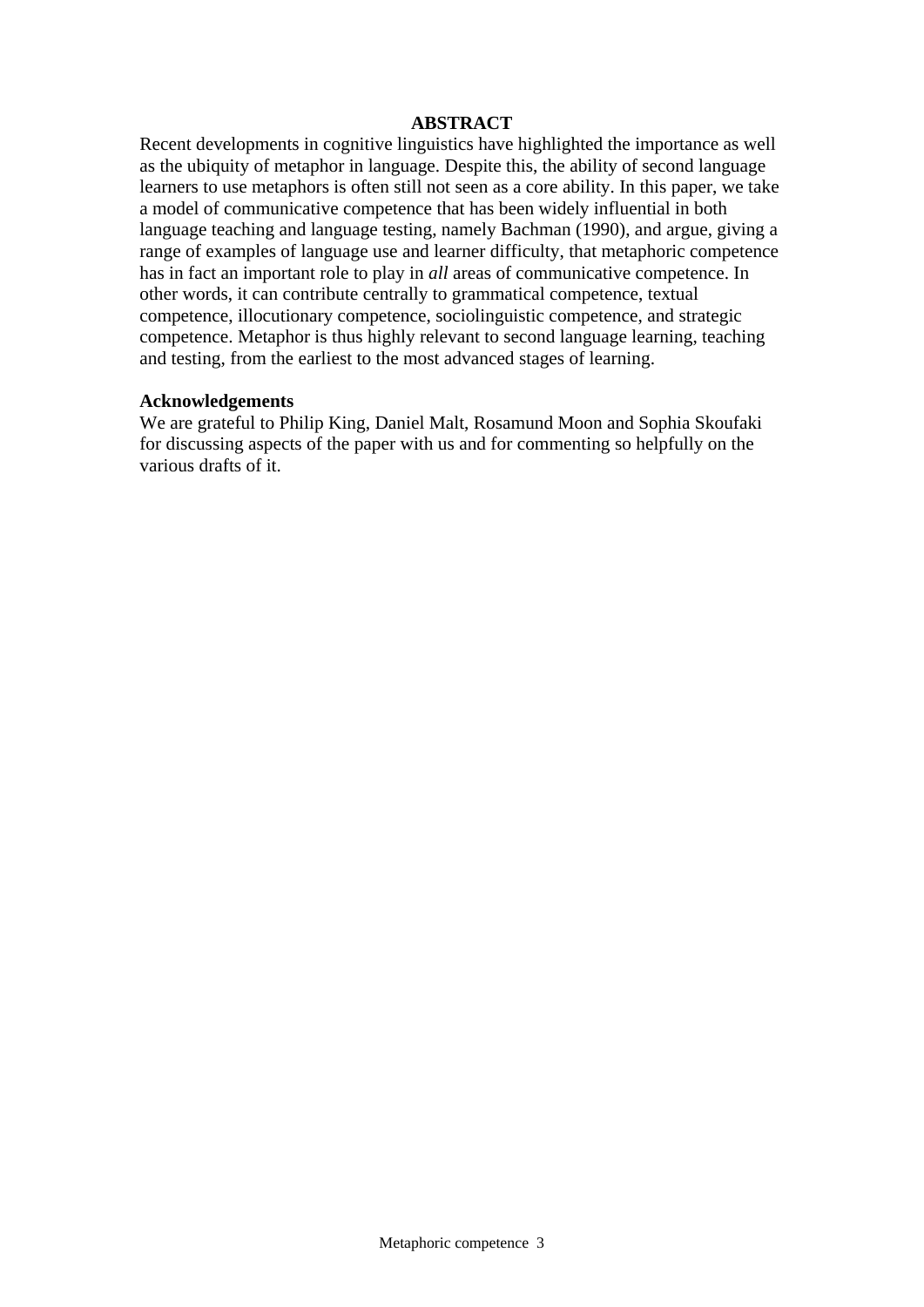## ABSTRACT

Recent developments in cognitive linguistics have highlighted the importance as well as the ubiquity of metaphor in language. Despite this, the ability of second language learners to use metaphors is often still not seen as a core ability. In this paper, we take a model of communicative competence that has been widely influential in both language teaching and language testing, namely Bachman (1990), and argue, giving a range of examples of language use and learner difficulty, that metaphoric competence has in fact an important role to play in *all* areas of communicative competence. In other words, it can contribute centrally to grammatical competence, textual competence, illocutionary competence, sociolinguistic competence, and strategic competence. Metaphor is thus highly relevant to second language learning, teaching and testing, from the earliest to the most advanced stages of learning.

**Acknowledgements**

We are grateful to Philip King, Daniel Malt, Rosamund Moon and Sophia Skoufaki for discussing aspects of the paper with us and for commenting so helpfully on the various drafts of it.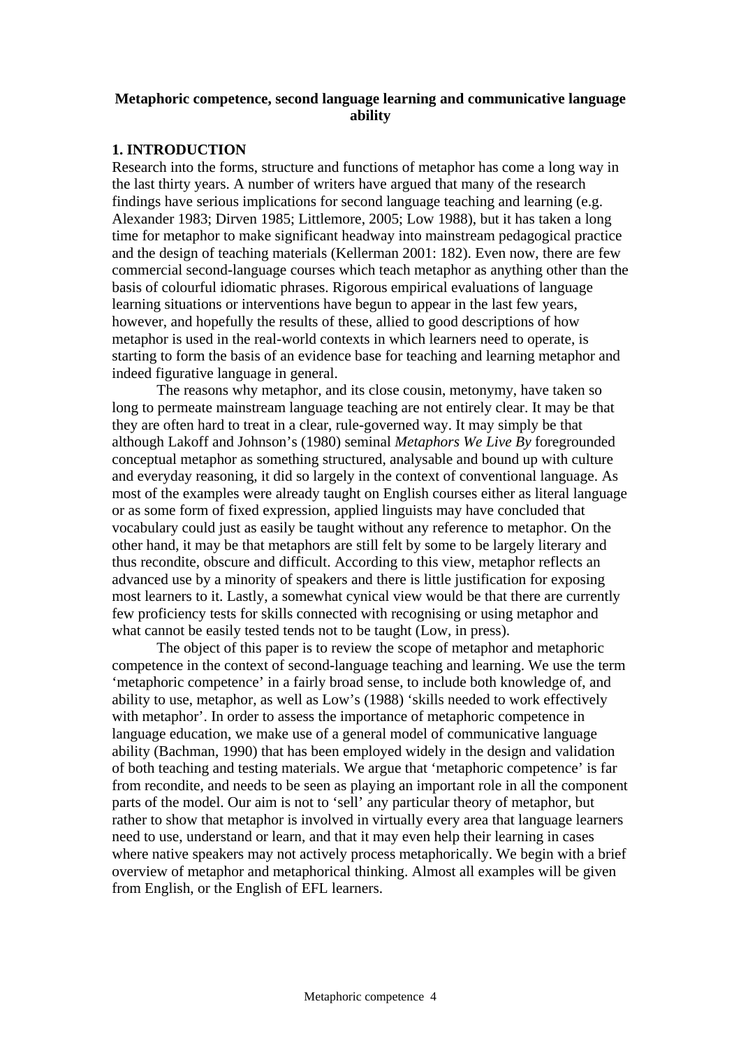**Metaphoric competence, second language learning and communicative language ability**

## 1. INTRODUCTION

Research into the forms, structure and functions of metaphor has come a long way in the last thirty years. A number of writers have argued that many of the research findings have serious implications for second language teaching and learning (e.g. Alexander 1983; Dirven 1985; Littlemore, 2005; Low 1988), but it has taken a long time for metaphor to make significant headway into mainstream pedagogical practice and the design of teaching materials (Kellerman 2001: 182). Even now, there are few commercial second-language courses which teach metaphor as anything other than the basis of colourful idiomatic phrases. Rigorous empirical evaluations of language learning situations or interventions have begun to appear in the last few years, however, and hopefully the results of these, allied to good descriptions of how metaphor is used in the real-world contexts in which learners need to operate, is starting to form the basis of an evidence base for teaching and learning metaphor and indeed figurative language in general.

The reasons why metaphor, and its close cousin, metonymy, have taken so long to permeate mainstream language teaching are not entirely clear. It may be that they are often hard to treat in a clear, rule-governed way. It may simply be that although Lakoff and Johnson's (1980) seminal *Metaphors We Live By* foregrounded conceptual metaphor as something structured, analysable and bound up with culture and everyday reasoning, it did so largely in the context of conventional language. As most of the examples were already taught on English courses either as literal language or as some form of fixed expression, applied linguists may have concluded that vocabulary could just as easily be taught without any reference to metaphor. On the other hand, it may be that metaphors are still felt by some to be largely literary and thus recondite, obscure and difficult. According to this view, metaphor reflects an advanced use by a minority of speakers and there is little justification for exposing most learners to it. Lastly, a somewhat cynical view would be that there are currently few proficiency tests for skills connected with recognising or using metaphor and what cannot be easily tested tends not to be taught (Low, in press).

The object of this paper is to review the scope of metaphor and metaphoric competence in the context of second-language teaching and learning. We use the term 'metaphoric competence' in a fairly broad sense, to include both knowledge of, and ability to use, metaphor, as well as Low's (1988) 'skills needed to work effectively with metaphor'. In order to assess the importance of metaphoric competence in language education, we make use of a general model of communicative language ability (Bachman, 1990) that has been employed widely in the design and validation of both teaching and testing materials. We argue that 'metaphoric competence' is far from recondite, and needs to be seen as playing an important role in all the component parts of the model. Our aim is not to 'sell' any particular theory of metaphor, but rather to show that metaphor is involved in virtually every area that language learners need to use, understand or learn, and that it may even help their learning in cases where native speakers may not actively process metaphorically. We begin with a brief overview of metaphor and metaphorical thinking. Almost all examples will be given from English, or the English of EFL learners.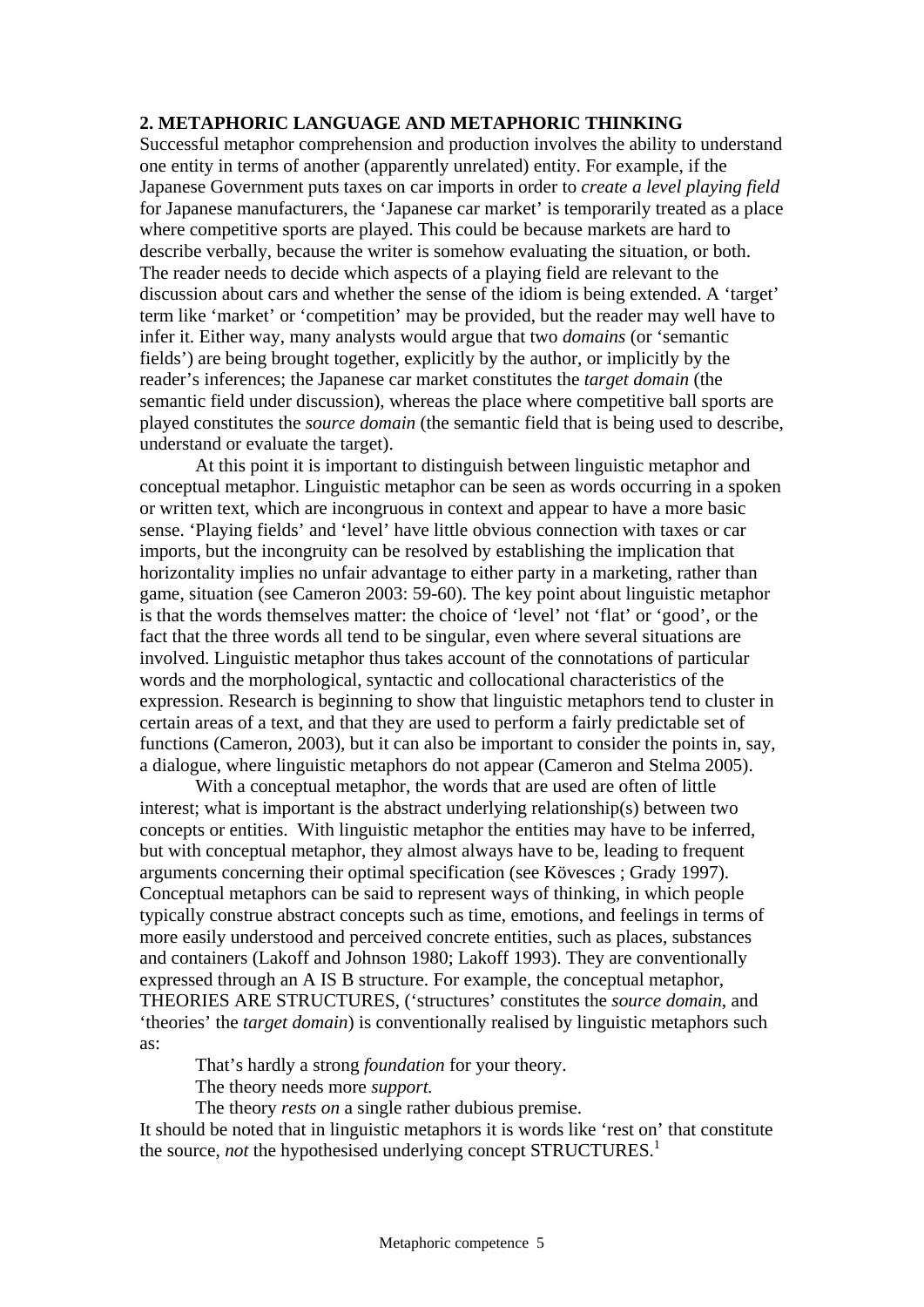## 2. METAPHORIC LANGUAGE AND METAPHORIC THINKING

Successful metaphor comprehension and production involves the ability to understand one entity in terms of another (apparently unrelated) entity. For example, if the Japanese Government puts taxes on car imports in order to *create a level playing field* for Japanese manufacturers, the 'Japanese car market' is temporarily treated as a place where competitive sports are played. This could be because markets are hard to describe verbally, because the writer is somehow evaluating the situation, or both. The reader needs to decide which aspects of a playing field are relevant to the discussion about cars and whether the sense of the idiom is being extended. A 'target' term like 'market' or 'competition' may be provided, but the reader may well have to infer it. Either way, many analysts would argue that two *domains* (or 'semantic fields') are being brought together, explicitly by the author, or implicitly by the reader's inferences; the Japanese car market constitutes the *target domain* (the semantic field under discussion), whereas the place where competitive ball sports are played constitutes the *source domain* (the semantic field that is being used to describe, understand or evaluate the target).

At this point it is important to distinguish between linguistic metaphor and conceptual metaphor. Linguistic metaphor can be seen as words occurring in a spoken or written text, which are incongruous in context and appear to have a more basic sense. 'Playing fields' and 'level' have little obvious connection with taxes or car imports, but the incongruity can be resolved by establishing the implication that horizontality implies no unfair advantage to either party in a marketing, rather than game, situation (see Cameron 2003: 59-60). The key point about linguistic metaphor is that the words themselves matter: the choice of 'level' not 'flat' or 'good', or the fact that the three words all tend to be singular, even where several situations are involved. Linguistic metaphor thus takes account of the connotations of particular words and the morphological, syntactic and collocational characteristics of the expression. Research is beginning to show that linguistic metaphors tend to cluster in certain areas of a text, and that they are used to perform a fairly predictable set of functions (Cameron, 2003), but it can also be important to consider the points in, say, a dialogue, where linguistic metaphors do not appear (Cameron and Stelma 2005).

With a conceptual metaphor, the words that are used are often of little interest; what is important is the abstract underlying relationship(s) between two concepts or entities. With linguistic metaphor the entities may have to be inferred, but with conceptual metaphor, they almost always have to be, leading to frequent arguments concerning their optimal specification (see Kövesces ; Grady 1997). Conceptual metaphors can be said to represent ways of thinking, in which people typically construe abstract concepts such as time, emotions, and feelings in terms of more easily understood and perceived concrete entities, such as places, substances and containers (Lakoff and Johnson 1980; Lakoff 1993). They are conventionally expressed through an A IS B structure. For example, the conceptual metaphor, THEORIES ARE STRUCTURES, ('structures' constitutes the *source domain*, and 'theories' the *target domain*) is conventionally realised by linguistic metaphors such as:

That's hardly a strong *foundation* for your theory.

The theory needs more *support.*

The theory *rests on* a single rather dubious premise.

It should be noted that in linguistic metaphors it is words like 'rest on' that constitute the source, *not* the hypothesised underlying concept STRUCTURES.[1]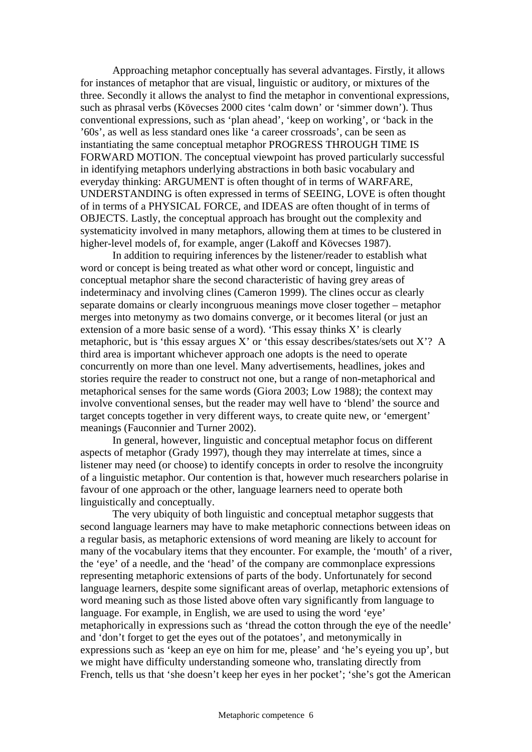Approaching metaphor conceptually has several advantages. Firstly, it allows for instances of metaphor that are visual, linguistic or auditory, or mixtures of the three. Secondly it allows the analyst to find the metaphor in conventional expressions, such as phrasal verbs (Kövecses 2000 cites 'calm down' or 'simmer down'). Thus conventional expressions, such as 'plan ahead', 'keep on working', or 'back in the '60s', as well as less standard ones like 'a career crossroads', can be seen as instantiating the same conceptual metaphor PROGRESS THROUGH TIME IS FORWARD MOTION. The conceptual viewpoint has proved particularly successful in identifying metaphors underlying abstractions in both basic vocabulary and everyday thinking: ARGUMENT is often thought of in terms of WARFARE, UNDERSTANDING is often expressed in terms of SEEING, LOVE is often thought of in terms of a PHYSICAL FORCE, and IDEAS are often thought of in terms of OBJECTS. Lastly, the conceptual approach has brought out the complexity and systematicity involved in many metaphors, allowing them at times to be clustered in higher-level models of, for example, anger (Lakoff and Kövecses 1987).

In addition to requiring inferences by the listener/reader to establish what word or concept is being treated as what other word or concept, linguistic and conceptual metaphor share the second characteristic of having grey areas of indeterminacy and involving clines (Cameron 1999). The clines occur as clearly separate domains or clearly incongruous meanings move closer together – metaphor merges into metonymy as two domains converge, or it becomes literal (or just an extension of a more basic sense of a word). 'This essay thinks X' is clearly metaphoric, but is 'this essay argues X' or 'this essay describes/states/sets out X'? A third area is important whichever approach one adopts is the need to operate concurrently on more than one level. Many advertisements, headlines, jokes and stories require the reader to construct not one, but a range of non-metaphorical and metaphorical senses for the same words (Giora 2003; Low 1988); the context may involve conventional senses, but the reader may well have to 'blend' the source and target concepts together in very different ways, to create quite new, or 'emergent' meanings (Fauconnier and Turner 2002).

In general, however, linguistic and conceptual metaphor focus on different aspects of metaphor (Grady 1997), though they may interrelate at times, since a listener may need (or choose) to identify concepts in order to resolve the incongruity of a linguistic metaphor. Our contention is that, however much researchers polarise in favour of one approach or the other, language learners need to operate both linguistically and conceptually.

The very ubiquity of both linguistic and conceptual metaphor suggests that second language learners may have to make metaphoric connections between ideas on a regular basis, as metaphoric extensions of word meaning are likely to account for many of the vocabulary items that they encounter. For example, the 'mouth' of a river, the 'eye' of a needle, and the 'head' of the company are commonplace expressions representing metaphoric extensions of parts of the body. Unfortunately for second language learners, despite some significant areas of overlap, metaphoric extensions of word meaning such as those listed above often vary significantly from language to language. For example, in English, we are used to using the word 'eye' metaphorically in expressions such as 'thread the cotton through the eye of the needle' and 'don't forget to get the eyes out of the potatoes', and metonymically in expressions such as 'keep an eye on him for me, please' and 'he's eyeing you up', but we might have difficulty understanding someone who, translating directly from French, tells us that 'she doesn't keep her eyes in her pocket'; 'she's got the American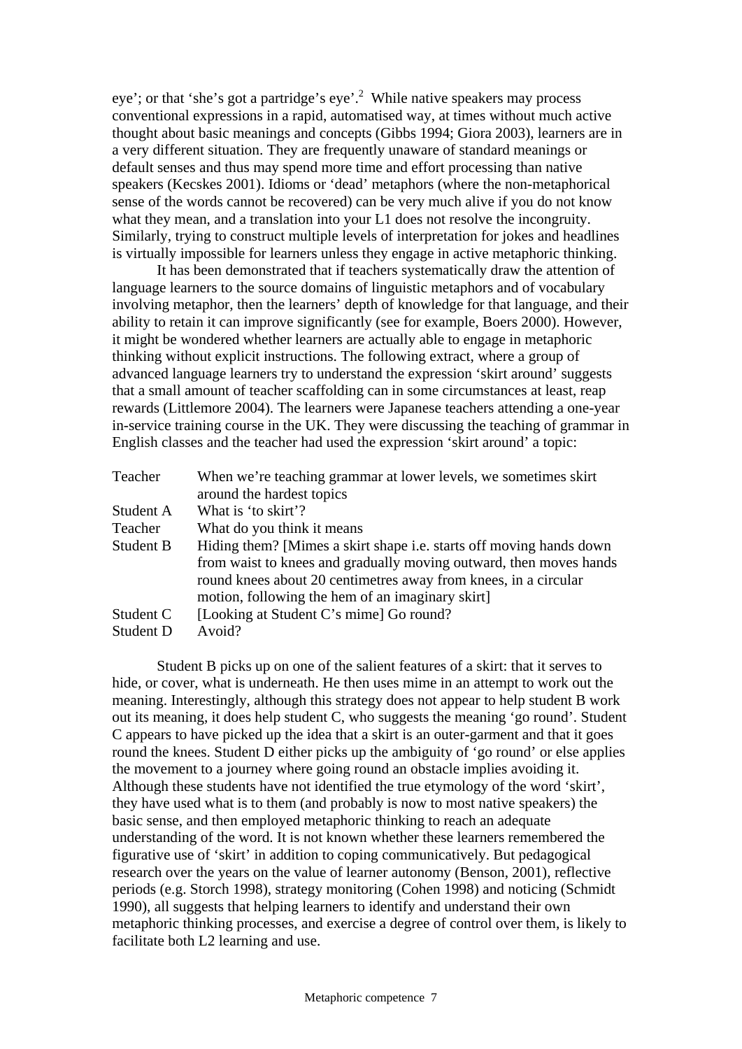eye'; or that 'she's got a partridge's eye'.[2] While native speakers may process conventional expressions in a rapid, automatised way, at times without much active thought about basic meanings and concepts (Gibbs 1994; Giora 2003), learners are in a very different situation. They are frequently unaware of standard meanings or default senses and thus may spend more time and effort processing than native speakers (Kecskes 2001). Idioms or 'dead' metaphors (where the non-metaphorical sense of the words cannot be recovered) can be very much alive if you do not know what they mean, and a translation into your L1 does not resolve the incongruity. Similarly, trying to construct multiple levels of interpretation for jokes and headlines is virtually impossible for learners unless they engage in active metaphoric thinking.

It has been demonstrated that if teachers systematically draw the attention of language learners to the source domains of linguistic metaphors and of vocabulary involving metaphor, then the learners' depth of knowledge for that language, and their ability to retain it can improve significantly (see for example, Boers 2000). However, it might be wondered whether learners are actually able to engage in metaphoric thinking without explicit instructions. The following extract, where a group of advanced language learners try to understand the expression 'skirt around' suggests that a small amount of teacher scaffolding can in some circumstances at least, reap rewards (Littlemore 2004). The learners were Japanese teachers attending a one-year in-service training course in the UK. They were discussing the teaching of grammar in English classes and the teacher had used the expression 'skirt around' a topic:

| | |
|---|---|
| Teacher | When we're teaching grammar at lower levels, we sometimes skirt around the hardest topics |
| Student A | What is 'to skirt'? |
| Teacher | What do you think it means |
| Student B | Hiding them? [Mimes a skirt shape i.e. starts off moving hands down from waist to knees and gradually moving outward, then moves hands round knees about 20 centimetres away from knees, in a circular motion, following the hem of an imaginary skirt] |
| Student C | [Looking at Student C's mime] Go round? |
| Student D | Avoid? |

Student B picks up on one of the salient features of a skirt: that it serves to hide, or cover, what is underneath. He then uses mime in an attempt to work out the meaning. Interestingly, although this strategy does not appear to help student B work out its meaning, it does help student C, who suggests the meaning 'go round'. Student C appears to have picked up the idea that a skirt is an outer-garment and that it goes round the knees. Student D either picks up the ambiguity of 'go round' or else applies the movement to a journey where going round an obstacle implies avoiding it. Although these students have not identified the true etymology of the word 'skirt', they have used what is to them (and probably is now to most native speakers) the basic sense, and then employed metaphoric thinking to reach an adequate understanding of the word. It is not known whether these learners remembered the figurative use of 'skirt' in addition to coping communicatively. But pedagogical research over the years on the value of learner autonomy (Benson, 2001), reflective periods (e.g. Storch 1998), strategy monitoring (Cohen 1998) and noticing (Schmidt 1990), all suggests that helping learners to identify and understand their own metaphoric thinking processes, and exercise a degree of control over them, is likely to facilitate both L2 learning and use.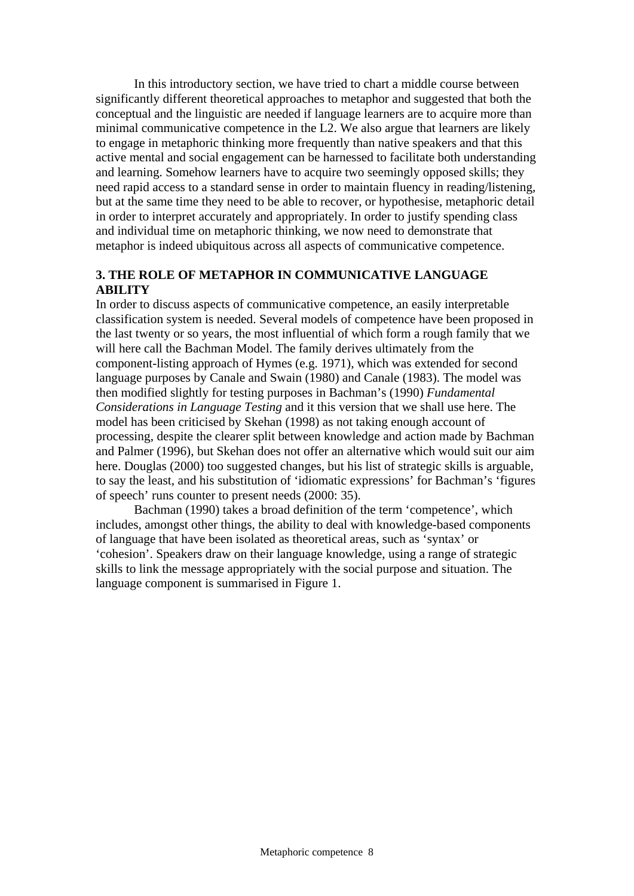In this introductory section, we have tried to chart a middle course between significantly different theoretical approaches to metaphor and suggested that both the conceptual and the linguistic are needed if language learners are to acquire more than minimal communicative competence in the L2. We also argue that learners are likely to engage in metaphoric thinking more frequently than native speakers and that this active mental and social engagement can be harnessed to facilitate both understanding and learning. Somehow learners have to acquire two seemingly opposed skills; they need rapid access to a standard sense in order to maintain fluency in reading/listening, but at the same time they need to be able to recover, or hypothesise, metaphoric detail in order to interpret accurately and appropriately. In order to justify spending class and individual time on metaphoric thinking, we now need to demonstrate that metaphor is indeed ubiquitous across all aspects of communicative competence.

## 3. THE ROLE OF METAPHOR IN COMMUNICATIVE LANGUAGE ABILITY

In order to discuss aspects of communicative competence, an easily interpretable classification system is needed. Several models of competence have been proposed in the last twenty or so years, the most influential of which form a rough family that we will here call the Bachman Model. The family derives ultimately from the component-listing approach of Hymes (e.g. 1971), which was extended for second language purposes by Canale and Swain (1980) and Canale (1983). The model was then modified slightly for testing purposes in Bachman's (1990) *Fundamental Considerations in Language Testing* and it this version that we shall use here. The model has been criticised by Skehan (1998) as not taking enough account of processing, despite the clearer split between knowledge and action made by Bachman and Palmer (1996), but Skehan does not offer an alternative which would suit our aim here. Douglas (2000) too suggested changes, but his list of strategic skills is arguable, to say the least, and his substitution of 'idiomatic expressions' for Bachman's 'figures of speech' runs counter to present needs (2000: 35).

Bachman (1990) takes a broad definition of the term 'competence', which includes, amongst other things, the ability to deal with knowledge-based components of language that have been isolated as theoretical areas, such as 'syntax' or 'cohesion'. Speakers draw on their language knowledge, using a range of strategic skills to link the message appropriately with the social purpose and situation. The language component is summarised in Figure 1.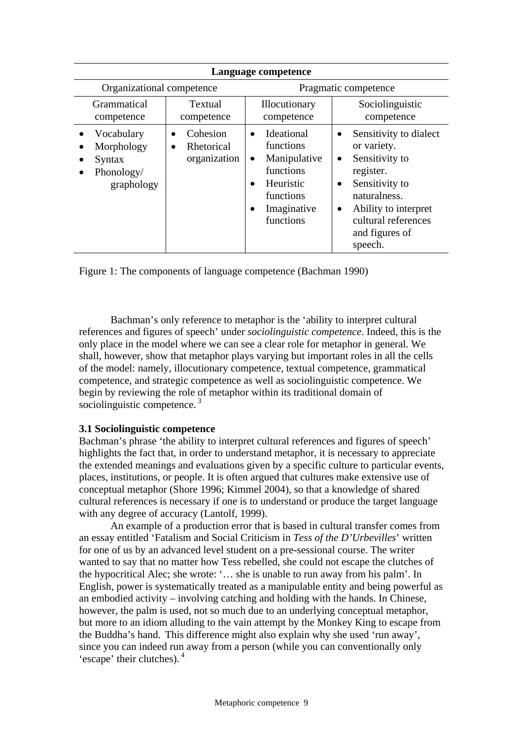| Language competence | | | |
|---|---|---|---|
| Organizational competence | | Pragmatic competence | |
| Grammatical competence | Textual competence | Illocutionary competence | Sociolinguistic competence |
| • Vocabulary<br>• Morphology<br>• Syntax<br>• Phonology/ graphology | • Cohesion<br>• Rhetorical organization | • Ideational functions<br>• Manipulative functions<br>• Heuristic functions<br>• Imaginative functions | • Sensitivity to dialect or variety.<br>• Sensitivity to register.<br>• Sensitivity to naturalness.<br>• Ability to interpret cultural references and figures of speech. |

Figure 1: The components of language competence (Bachman 1990)

Bachman's only reference to metaphor is the 'ability to interpret cultural references and figures of speech' under *sociolinguistic competence*. Indeed, this is the only place in the model where we can see a clear role for metaphor in general. We shall, however, show that metaphor plays varying but important roles in all the cells of the model: namely, illocutionary competence, textual competence, grammatical competence, and strategic competence as well as sociolinguistic competence. We begin by reviewing the role of metaphor within its traditional domain of sociolinguistic competence. [3]

### 3.1 Sociolinguistic competence

Bachman's phrase 'the ability to interpret cultural references and figures of speech' highlights the fact that, in order to understand metaphor, it is necessary to appreciate the extended meanings and evaluations given by a specific culture to particular events, places, institutions, or people. It is often argued that cultures make extensive use of conceptual metaphor (Shore 1996; Kimmel 2004), so that a knowledge of shared cultural references is necessary if one is to understand or produce the target language with any degree of accuracy (Lantolf, 1999).

An example of a production error that is based in cultural transfer comes from an essay entitled 'Fatalism and Social Criticism in *Tess of the D'Urbevilles*' written for one of us by an advanced level student on a pre-sessional course. The writer wanted to say that no matter how Tess rebelled, she could not escape the clutches of the hypocritical Alec; she wrote: '… she is unable to run away from his palm'. In English, power is systematically treated as a manipulable entity and being powerful as an embodied activity – involving catching and holding with the hands. In Chinese, however, the palm is used, not so much due to an underlying conceptual metaphor, but more to an idiom alluding to the vain attempt by the Monkey King to escape from the Buddha's hand. This difference might also explain why she used 'run away', since you can indeed run away from a person (while you can conventionally only 'escape' their clutches). [4]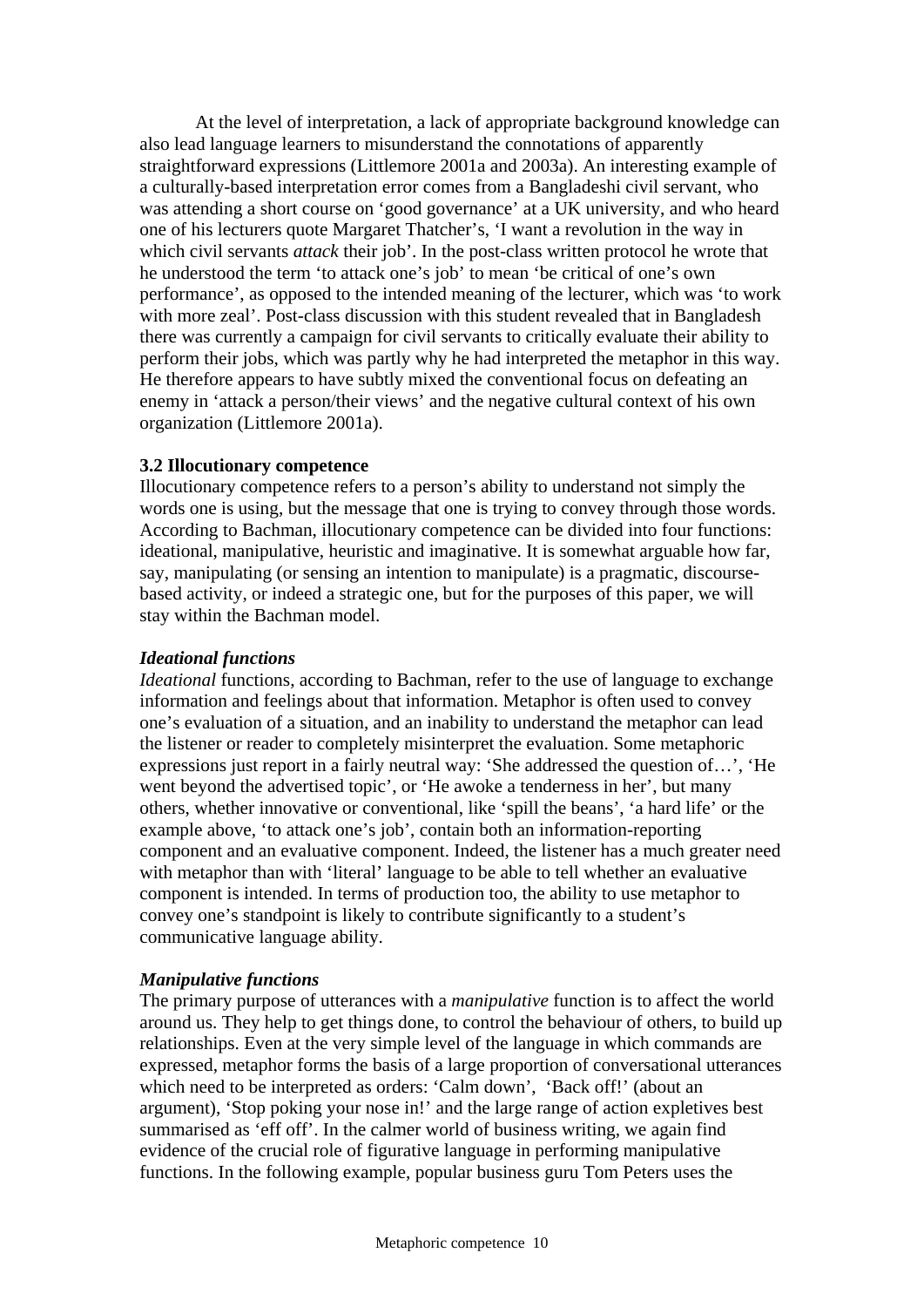At the level of interpretation, a lack of appropriate background knowledge can also lead language learners to misunderstand the connotations of apparently straightforward expressions (Littlemore 2001a and 2003a). An interesting example of a culturally-based interpretation error comes from a Bangladeshi civil servant, who was attending a short course on 'good governance' at a UK university, and who heard one of his lecturers quote Margaret Thatcher's, 'I want a revolution in the way in which civil servants *attack* their job'. In the post-class written protocol he wrote that he understood the term 'to attack one's job' to mean 'be critical of one's own performance', as opposed to the intended meaning of the lecturer, which was 'to work with more zeal'. Post-class discussion with this student revealed that in Bangladesh there was currently a campaign for civil servants to critically evaluate their ability to perform their jobs, which was partly why he had interpreted the metaphor in this way. He therefore appears to have subtly mixed the conventional focus on defeating an enemy in 'attack a person/their views' and the negative cultural context of his own organization (Littlemore 2001a).

### 3.2 Illocutionary competence

Illocutionary competence refers to a person's ability to understand not simply the words one is using, but the message that one is trying to convey through those words. According to Bachman, illocutionary competence can be divided into four functions: ideational, manipulative, heuristic and imaginative. It is somewhat arguable how far, say, manipulating (or sensing an intention to manipulate) is a pragmatic, discourse-based activity, or indeed a strategic one, but for the purposes of this paper, we will stay within the Bachman model.

#### *Ideational functions*

*Ideational* functions, according to Bachman, refer to the use of language to exchange information and feelings about that information. Metaphor is often used to convey one's evaluation of a situation, and an inability to understand the metaphor can lead the listener or reader to completely misinterpret the evaluation. Some metaphoric expressions just report in a fairly neutral way: 'She addressed the question of…', 'He went beyond the advertised topic', or 'He awoke a tenderness in her', but many others, whether innovative or conventional, like 'spill the beans', 'a hard life' or the example above, 'to attack one's job', contain both an information-reporting component and an evaluative component. Indeed, the listener has a much greater need with metaphor than with 'literal' language to be able to tell whether an evaluative component is intended. In terms of production too, the ability to use metaphor to convey one's standpoint is likely to contribute significantly to a student's communicative language ability.

#### *Manipulative functions*

The primary purpose of utterances with a *manipulative* function is to affect the world around us. They help to get things done, to control the behaviour of others, to build up relationships. Even at the very simple level of the language in which commands are expressed, metaphor forms the basis of a large proportion of conversational utterances which need to be interpreted as orders: 'Calm down', 'Back off!' (about an argument), 'Stop poking your nose in!' and the large range of action expletives best summarised as 'eff off'. In the calmer world of business writing, we again find evidence of the crucial role of figurative language in performing manipulative functions. In the following example, popular business guru Tom Peters uses the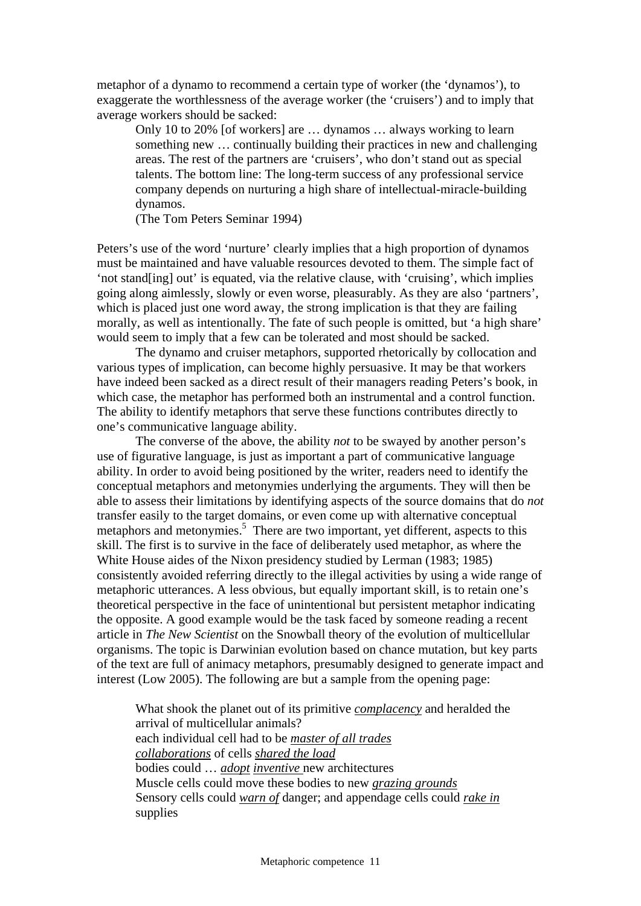metaphor of a dynamo to recommend a certain type of worker (the 'dynamos'), to exaggerate the worthlessness of the average worker (the 'cruisers') and to imply that average workers should be sacked:

> Only 10 to 20% [of workers] are … dynamos … always working to learn something new … continually building their practices in new and challenging areas. The rest of the partners are 'cruisers', who don't stand out as special talents. The bottom line: The long-term success of any professional service company depends on nurturing a high share of intellectual-miracle-building dynamos.
> (The Tom Peters Seminar 1994)

Peters's use of the word 'nurture' clearly implies that a high proportion of dynamos must be maintained and have valuable resources devoted to them. The simple fact of 'not stand[ing] out' is equated, via the relative clause, with 'cruising', which implies going along aimlessly, slowly or even worse, pleasurably. As they are also 'partners', which is placed just one word away, the strong implication is that they are failing morally, as well as intentionally. The fate of such people is omitted, but 'a high share' would seem to imply that a few can be tolerated and most should be sacked.

The dynamo and cruiser metaphors, supported rhetorically by collocation and various types of implication, can become highly persuasive. It may be that workers have indeed been sacked as a direct result of their managers reading Peters's book, in which case, the metaphor has performed both an instrumental and a control function. The ability to identify metaphors that serve these functions contributes directly to one's communicative language ability.

The converse of the above, the ability *not* to be swayed by another person's use of figurative language, is just as important a part of communicative language ability. In order to avoid being positioned by the writer, readers need to identify the conceptual metaphors and metonymies underlying the arguments. They will then be able to assess their limitations by identifying aspects of the source domains that do *not* transfer easily to the target domains, or even come up with alternative conceptual metaphors and metonymies.[5] There are two important, yet different, aspects to this skill. The first is to survive in the face of deliberately used metaphor, as where the White House aides of the Nixon presidency studied by Lerman (1983; 1985) consistently avoided referring directly to the illegal activities by using a wide range of metaphoric utterances. A less obvious, but equally important skill, is to retain one's theoretical perspective in the face of unintentional but persistent metaphor indicating the opposite. A good example would be the task faced by someone reading a recent article in *The New Scientist* on the Snowball theory of the evolution of multicellular organisms. The topic is Darwinian evolution based on chance mutation, but key parts of the text are full of animacy metaphors, presumably designed to generate impact and interest (Low 2005). The following are but a sample from the opening page:

> What shook the planet out of its primitive <u>*complacency*</u> and heralded the arrival of multicellular animals?
> each individual cell had to be <u>*master of all trades*</u>
> <u>*collaborations*</u> of cells <u>*shared the load*</u>
> bodies could … <u>*adopt*</u> <u>*inventive*</u> new architectures
> Muscle cells could move these bodies to new <u>*grazing grounds*</u>
> Sensory cells could <u>*warn of*</u> danger; and appendage cells could <u>*rake in*</u> supplies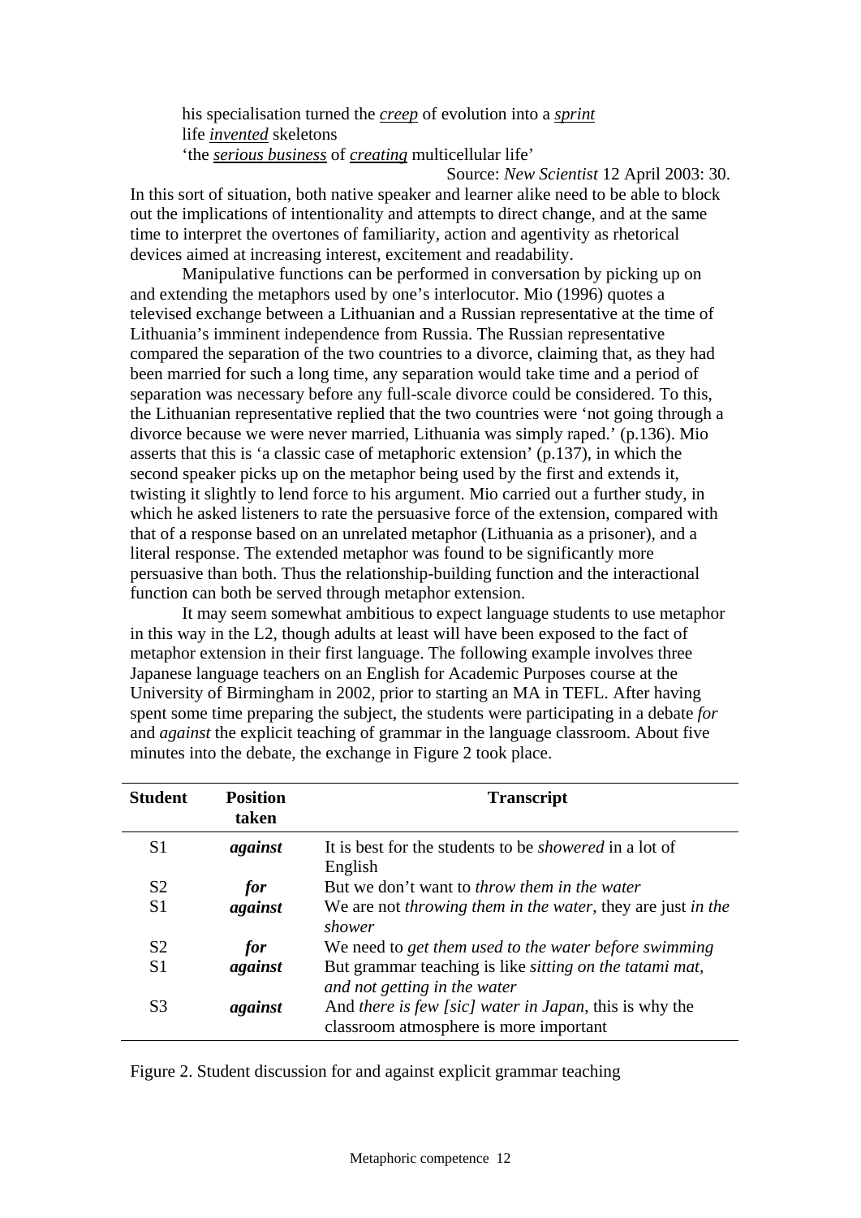his specialisation turned the _creep_ of evolution into a _sprint_
life _invented_ skeletons
'the _serious business_ of _creating_ multicellular life'

Source: *New Scientist* 12 April 2003: 30.

In this sort of situation, both native speaker and learner alike need to be able to block out the implications of intentionality and attempts to direct change, and at the same time to interpret the overtones of familiarity, action and agentivity as rhetorical devices aimed at increasing interest, excitement and readability.

Manipulative functions can be performed in conversation by picking up on and extending the metaphors used by one's interlocutor. Mio (1996) quotes a televised exchange between a Lithuanian and a Russian representative at the time of Lithuania's imminent independence from Russia. The Russian representative compared the separation of the two countries to a divorce, claiming that, as they had been married for such a long time, any separation would take time and a period of separation was necessary before any full-scale divorce could be considered. To this, the Lithuanian representative replied that the two countries were 'not going through a divorce because we were never married, Lithuania was simply raped.' (p.136). Mio asserts that this is 'a classic case of metaphoric extension' (p.137), in which the second speaker picks up on the metaphor being used by the first and extends it, twisting it slightly to lend force to his argument. Mio carried out a further study, in which he asked listeners to rate the persuasive force of the extension, compared with that of a response based on an unrelated metaphor (Lithuania as a prisoner), and a literal response. The extended metaphor was found to be significantly more persuasive than both. Thus the relationship-building function and the interactional function can both be served through metaphor extension.

It may seem somewhat ambitious to expect language students to use metaphor in this way in the L2, though adults at least will have been exposed to the fact of metaphor extension in their first language. The following example involves three Japanese language teachers on an English for Academic Purposes course at the University of Birmingham in 2002, prior to starting an MA in TEFL. After having spent some time preparing the subject, the students were participating in a debate *for* and *against* the explicit teaching of grammar in the language classroom. About five minutes into the debate, the exchange in Figure 2 took place.

| Student | Position taken | Transcript |
|---|---|---|
| S1 | ***against*** | It is best for the students to be *showered* in a lot of English |
| S2 | ***for*** | But we don't want to *throw them in the water* |
| S1 | ***against*** | We are not *throwing them in the water*, they are just *in the shower* |
| S2 | ***for*** | We need to *get them used to the water before swimming* |
| S1 | ***against*** | But grammar teaching is like *sitting on the tatami mat, and not getting in the water* |
| S3 | ***against*** | And *there is few [sic] water in Japan*, this is why the classroom atmosphere is more important |

Figure 2. Student discussion for and against explicit grammar teaching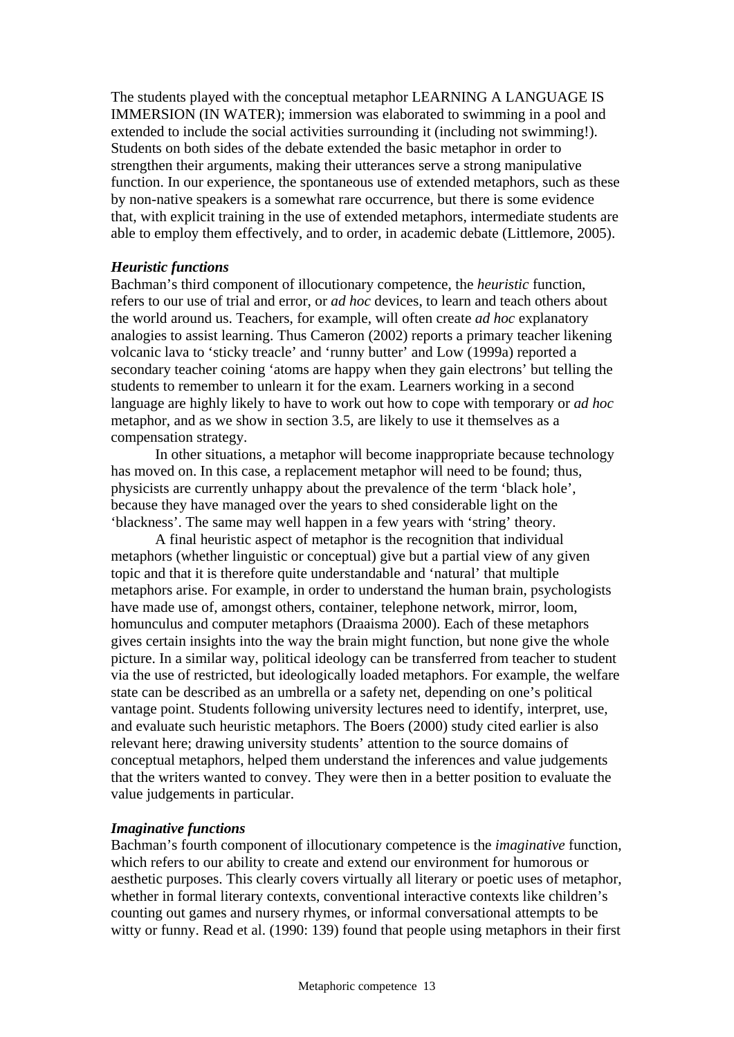The students played with the conceptual metaphor LEARNING A LANGUAGE IS IMMERSION (IN WATER); immersion was elaborated to swimming in a pool and extended to include the social activities surrounding it (including not swimming!). Students on both sides of the debate extended the basic metaphor in order to strengthen their arguments, making their utterances serve a strong manipulative function. In our experience, the spontaneous use of extended metaphors, such as these by non-native speakers is a somewhat rare occurrence, but there is some evidence that, with explicit training in the use of extended metaphors, intermediate students are able to employ them effectively, and to order, in academic debate (Littlemore, 2005).

### *Heuristic functions*

Bachman's third component of illocutionary competence, the *heuristic* function, refers to our use of trial and error, or *ad hoc* devices, to learn and teach others about the world around us. Teachers, for example, will often create *ad hoc* explanatory analogies to assist learning. Thus Cameron (2002) reports a primary teacher likening volcanic lava to 'sticky treacle' and 'runny butter' and Low (1999a) reported a secondary teacher coining 'atoms are happy when they gain electrons' but telling the students to remember to unlearn it for the exam. Learners working in a second language are highly likely to have to work out how to cope with temporary or *ad hoc* metaphor, and as we show in section 3.5, are likely to use it themselves as a compensation strategy.

In other situations, a metaphor will become inappropriate because technology has moved on. In this case, a replacement metaphor will need to be found; thus, physicists are currently unhappy about the prevalence of the term 'black hole', because they have managed over the years to shed considerable light on the 'blackness'. The same may well happen in a few years with 'string' theory.

A final heuristic aspect of metaphor is the recognition that individual metaphors (whether linguistic or conceptual) give but a partial view of any given topic and that it is therefore quite understandable and 'natural' that multiple metaphors arise. For example, in order to understand the human brain, psychologists have made use of, amongst others, container, telephone network, mirror, loom, homunculus and computer metaphors (Draaisma 2000). Each of these metaphors gives certain insights into the way the brain might function, but none give the whole picture. In a similar way, political ideology can be transferred from teacher to student via the use of restricted, but ideologically loaded metaphors. For example, the welfare state can be described as an umbrella or a safety net, depending on one's political vantage point. Students following university lectures need to identify, interpret, use, and evaluate such heuristic metaphors. The Boers (2000) study cited earlier is also relevant here; drawing university students' attention to the source domains of conceptual metaphors, helped them understand the inferences and value judgements that the writers wanted to convey. They were then in a better position to evaluate the value judgements in particular.

### *Imaginative functions*

Bachman's fourth component of illocutionary competence is the *imaginative* function, which refers to our ability to create and extend our environment for humorous or aesthetic purposes. This clearly covers virtually all literary or poetic uses of metaphor, whether in formal literary contexts, conventional interactive contexts like children's counting out games and nursery rhymes, or informal conversational attempts to be witty or funny. Read et al. (1990: 139) found that people using metaphors in their first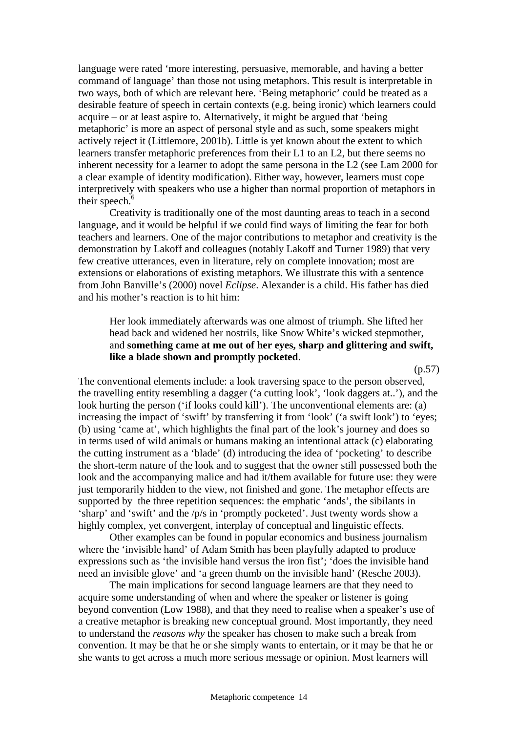language were rated 'more interesting, persuasive, memorable, and having a better command of language' than those not using metaphors. This result is interpretable in two ways, both of which are relevant here. 'Being metaphoric' could be treated as a desirable feature of speech in certain contexts (e.g. being ironic) which learners could acquire – or at least aspire to. Alternatively, it might be argued that 'being metaphoric' is more an aspect of personal style and as such, some speakers might actively reject it (Littlemore, 2001b). Little is yet known about the extent to which learners transfer metaphoric preferences from their L1 to an L2, but there seems no inherent necessity for a learner to adopt the same persona in the L2 (see Lam 2000 for a clear example of identity modification). Either way, however, learners must cope interpretively with speakers who use a higher than normal proportion of metaphors in their speech.[6]

Creativity is traditionally one of the most daunting areas to teach in a second language, and it would be helpful if we could find ways of limiting the fear for both teachers and learners. One of the major contributions to metaphor and creativity is the demonstration by Lakoff and colleagues (notably Lakoff and Turner 1989) that very few creative utterances, even in literature, rely on complete innovation; most are extensions or elaborations of existing metaphors. We illustrate this with a sentence from John Banville's (2000) novel *Eclipse*. Alexander is a child. His father has died and his mother's reaction is to hit him:

> Her look immediately afterwards was one almost of triumph. She lifted her head back and widened her nostrils, like Snow White's wicked stepmother, and **something came at me out of her eyes, sharp and glittering and swift, like a blade shown and promptly pocketed**.
>
> (p.57)

The conventional elements include: a look traversing space to the person observed, the travelling entity resembling a dagger ('a cutting look', 'look daggers at..'), and the look hurting the person ('if looks could kill'). The unconventional elements are: (a) increasing the impact of 'swift' by transferring it from 'look' ('a swift look') to 'eyes; (b) using 'came at', which highlights the final part of the look's journey and does so in terms used of wild animals or humans making an intentional attack (c) elaborating the cutting instrument as a 'blade' (d) introducing the idea of 'pocketing' to describe the short-term nature of the look and to suggest that the owner still possessed both the look and the accompanying malice and had it/them available for future use: they were just temporarily hidden to the view, not finished and gone. The metaphor effects are supported by the three repetition sequences: the emphatic 'ands', the sibilants in 'sharp' and 'swift' and the /p/s in 'promptly pocketed'. Just twenty words show a highly complex, yet convergent, interplay of conceptual and linguistic effects.

Other examples can be found in popular economics and business journalism where the 'invisible hand' of Adam Smith has been playfully adapted to produce expressions such as 'the invisible hand versus the iron fist'; 'does the invisible hand need an invisible glove' and 'a green thumb on the invisible hand' (Resche 2003).

The main implications for second language learners are that they need to acquire some understanding of when and where the speaker or listener is going beyond convention (Low 1988), and that they need to realise when a speaker's use of a creative metaphor is breaking new conceptual ground. Most importantly, they need to understand the *reasons why* the speaker has chosen to make such a break from convention. It may be that he or she simply wants to entertain, or it may be that he or she wants to get across a much more serious message or opinion. Most learners will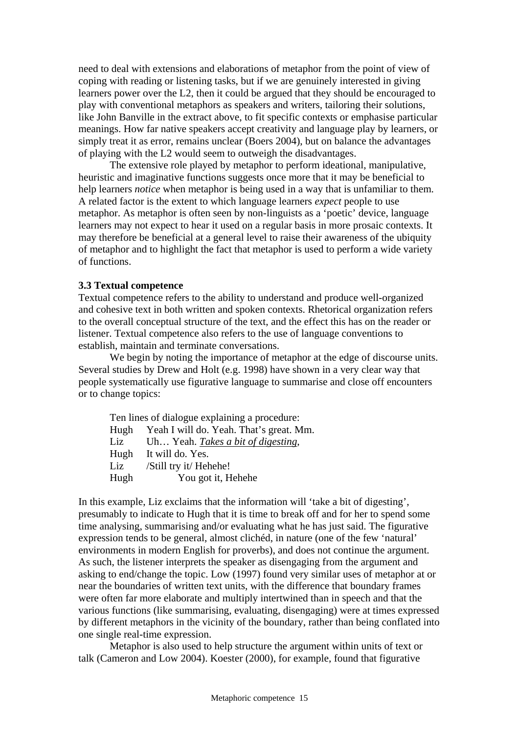need to deal with extensions and elaborations of metaphor from the point of view of coping with reading or listening tasks, but if we are genuinely interested in giving learners power over the L2, then it could be argued that they should be encouraged to play with conventional metaphors as speakers and writers, tailoring their solutions, like John Banville in the extract above, to fit specific contexts or emphasise particular meanings. How far native speakers accept creativity and language play by learners, or simply treat it as error, remains unclear (Boers 2004), but on balance the advantages of playing with the L2 would seem to outweigh the disadvantages.

The extensive role played by metaphor to perform ideational, manipulative, heuristic and imaginative functions suggests once more that it may be beneficial to help learners *notice* when metaphor is being used in a way that is unfamiliar to them. A related factor is the extent to which language learners *expect* people to use metaphor. As metaphor is often seen by non-linguists as a 'poetic' device, language learners may not expect to hear it used on a regular basis in more prosaic contexts. It may therefore be beneficial at a general level to raise their awareness of the ubiquity of metaphor and to highlight the fact that metaphor is used to perform a wide variety of functions.

### 3.3 Textual competence

Textual competence refers to the ability to understand and produce well-organized and cohesive text in both written and spoken contexts. Rhetorical organization refers to the overall conceptual structure of the text, and the effect this has on the reader or listener. Textual competence also refers to the use of language conventions to establish, maintain and terminate conversations.

We begin by noting the importance of metaphor at the edge of discourse units. Several studies by Drew and Holt (e.g. 1998) have shown in a very clear way that people systematically use figurative language to summarise and close off encounters or to change topics:

> Ten lines of dialogue explaining a procedure:
> Hugh Yeah I will do. Yeah. That's great. Mm.
> Liz Uh… Yeah. *<u>Takes a bit of digesting</u>*,
> Hugh It will do. Yes.
> Liz /Still try it/ Hehehe!
> Hugh You got it, Hehehe

In this example, Liz exclaims that the information will 'take a bit of digesting', presumably to indicate to Hugh that it is time to break off and for her to spend some time analysing, summarising and/or evaluating what he has just said. The figurative expression tends to be general, almost clichéd, in nature (one of the few 'natural' environments in modern English for proverbs), and does not continue the argument. As such, the listener interprets the speaker as disengaging from the argument and asking to end/change the topic. Low (1997) found very similar uses of metaphor at or near the boundaries of written text units, with the difference that boundary frames were often far more elaborate and multiply intertwined than in speech and that the various functions (like summarising, evaluating, disengaging) were at times expressed by different metaphors in the vicinity of the boundary, rather than being conflated into one single real-time expression.

Metaphor is also used to help structure the argument within units of text or talk (Cameron and Low 2004). Koester (2000), for example, found that figurative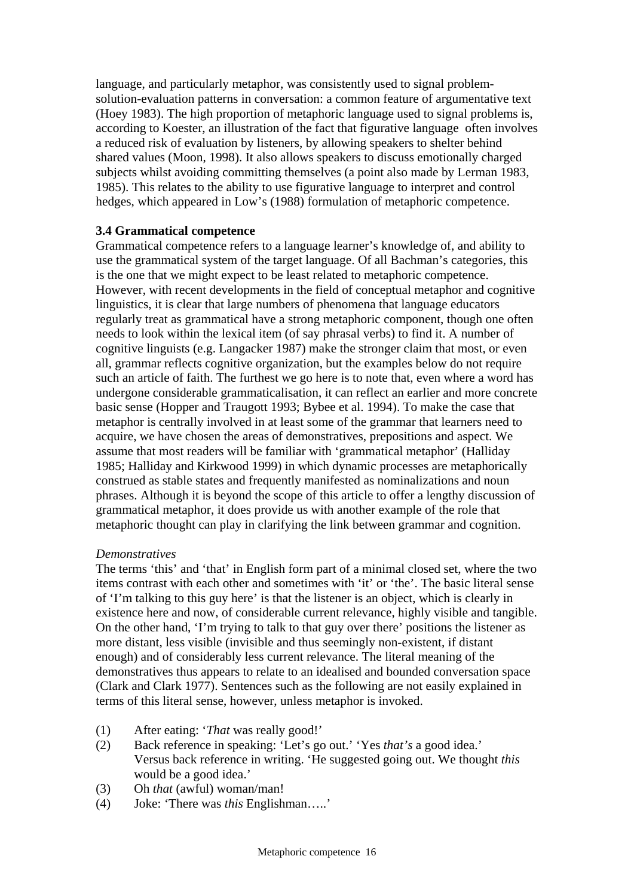language, and particularly metaphor, was consistently used to signal problem-solution-evaluation patterns in conversation: a common feature of argumentative text (Hoey 1983). The high proportion of metaphoric language used to signal problems is, according to Koester, an illustration of the fact that figurative language often involves a reduced risk of evaluation by listeners, by allowing speakers to shelter behind shared values (Moon, 1998). It also allows speakers to discuss emotionally charged subjects whilst avoiding committing themselves (a point also made by Lerman 1983, 1985). This relates to the ability to use figurative language to interpret and control hedges, which appeared in Low's (1988) formulation of metaphoric competence.

### 3.4 Grammatical competence

Grammatical competence refers to a language learner's knowledge of, and ability to use the grammatical system of the target language. Of all Bachman's categories, this is the one that we might expect to be least related to metaphoric competence. However, with recent developments in the field of conceptual metaphor and cognitive linguistics, it is clear that large numbers of phenomena that language educators regularly treat as grammatical have a strong metaphoric component, though one often needs to look within the lexical item (of say phrasal verbs) to find it. A number of cognitive linguists (e.g. Langacker 1987) make the stronger claim that most, or even all, grammar reflects cognitive organization, but the examples below do not require such an article of faith. The furthest we go here is to note that, even where a word has undergone considerable grammaticalisation, it can reflect an earlier and more concrete basic sense (Hopper and Traugott 1993; Bybee et al. 1994). To make the case that metaphor is centrally involved in at least some of the grammar that learners need to acquire, we have chosen the areas of demonstratives, prepositions and aspect. We assume that most readers will be familiar with 'grammatical metaphor' (Halliday 1985; Halliday and Kirkwood 1999) in which dynamic processes are metaphorically construed as stable states and frequently manifested as nominalizations and noun phrases. Although it is beyond the scope of this article to offer a lengthy discussion of grammatical metaphor, it does provide us with another example of the role that metaphoric thought can play in clarifying the link between grammar and cognition.

*Demonstratives*

The terms 'this' and 'that' in English form part of a minimal closed set, where the two items contrast with each other and sometimes with 'it' or 'the'. The basic literal sense of 'I'm talking to this guy here' is that the listener is an object, which is clearly in existence here and now, of considerable current relevance, highly visible and tangible. On the other hand, 'I'm trying to talk to that guy over there' positions the listener as more distant, less visible (invisible and thus seemingly non-existent, if distant enough) and of considerably less current relevance. The literal meaning of the demonstratives thus appears to relate to an idealised and bounded conversation space (Clark and Clark 1977). Sentences such as the following are not easily explained in terms of this literal sense, however, unless metaphor is invoked.

(1) After eating: '*That* was really good!'
(2) Back reference in speaking: 'Let's go out.' 'Yes *that's* a good idea.'
 Versus back reference in writing. 'He suggested going out. We thought *this* would be a good idea.'
(3) Oh *that* (awful) woman/man!
(4) Joke: 'There was *this* Englishman…..'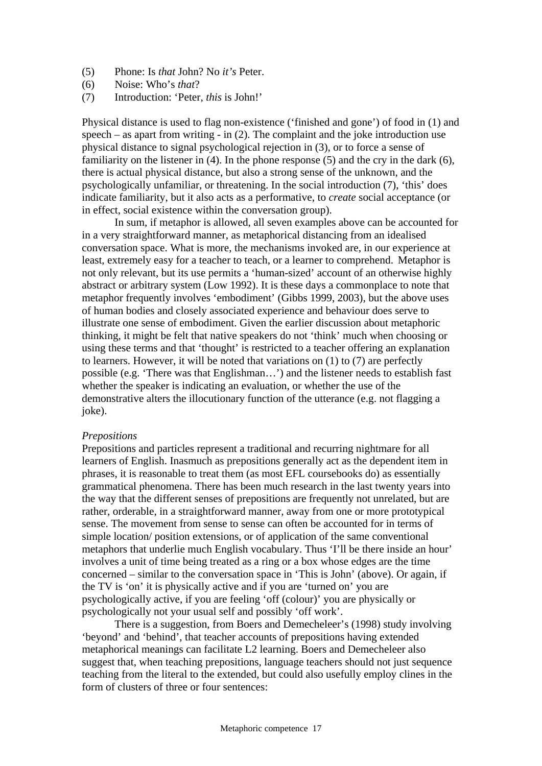(5) Phone: Is *that* John? No *it's* Peter.
(6) Noise: Who's *that*?
(7) Introduction: 'Peter, *this* is John!'

Physical distance is used to flag non-existence ('finished and gone') of food in (1) and speech – as apart from writing - in (2). The complaint and the joke introduction use physical distance to signal psychological rejection in (3), or to force a sense of familiarity on the listener in (4). In the phone response (5) and the cry in the dark (6), there is actual physical distance, but also a strong sense of the unknown, and the psychologically unfamiliar, or threatening. In the social introduction (7), 'this' does indicate familiarity, but it also acts as a performative, to *create* social acceptance (or in effect, social existence within the conversation group).

In sum, if metaphor is allowed, all seven examples above can be accounted for in a very straightforward manner, as metaphorical distancing from an idealised conversation space. What is more, the mechanisms invoked are, in our experience at least, extremely easy for a teacher to teach, or a learner to comprehend. Metaphor is not only relevant, but its use permits a 'human-sized' account of an otherwise highly abstract or arbitrary system (Low 1992). It is these days a commonplace to note that metaphor frequently involves 'embodiment' (Gibbs 1999, 2003), but the above uses of human bodies and closely associated experience and behaviour does serve to illustrate one sense of embodiment. Given the earlier discussion about metaphoric thinking, it might be felt that native speakers do not 'think' much when choosing or using these terms and that 'thought' is restricted to a teacher offering an explanation to learners. However, it will be noted that variations on (1) to (7) are perfectly possible (e.g. 'There was that Englishman…') and the listener needs to establish fast whether the speaker is indicating an evaluation, or whether the use of the demonstrative alters the illocutionary function of the utterance (e.g. not flagging a joke).

*Prepositions*

Prepositions and particles represent a traditional and recurring nightmare for all learners of English. Inasmuch as prepositions generally act as the dependent item in phrases, it is reasonable to treat them (as most EFL coursebooks do) as essentially grammatical phenomena. There has been much research in the last twenty years into the way that the different senses of prepositions are frequently not unrelated, but are rather, orderable, in a straightforward manner, away from one or more prototypical sense. The movement from sense to sense can often be accounted for in terms of simple location/ position extensions, or of application of the same conventional metaphors that underlie much English vocabulary. Thus 'I'll be there inside an hour' involves a unit of time being treated as a ring or a box whose edges are the time concerned – similar to the conversation space in 'This is John' (above). Or again, if the TV is 'on' it is physically active and if you are 'turned on' you are psychologically active, if you are feeling 'off (colour)' you are physically or psychologically not your usual self and possibly 'off work'.

There is a suggestion, from Boers and Demecheleer's (1998) study involving 'beyond' and 'behind', that teacher accounts of prepositions having extended metaphorical meanings can facilitate L2 learning. Boers and Demecheleer also suggest that, when teaching prepositions, language teachers should not just sequence teaching from the literal to the extended, but could also usefully employ clines in the form of clusters of three or four sentences: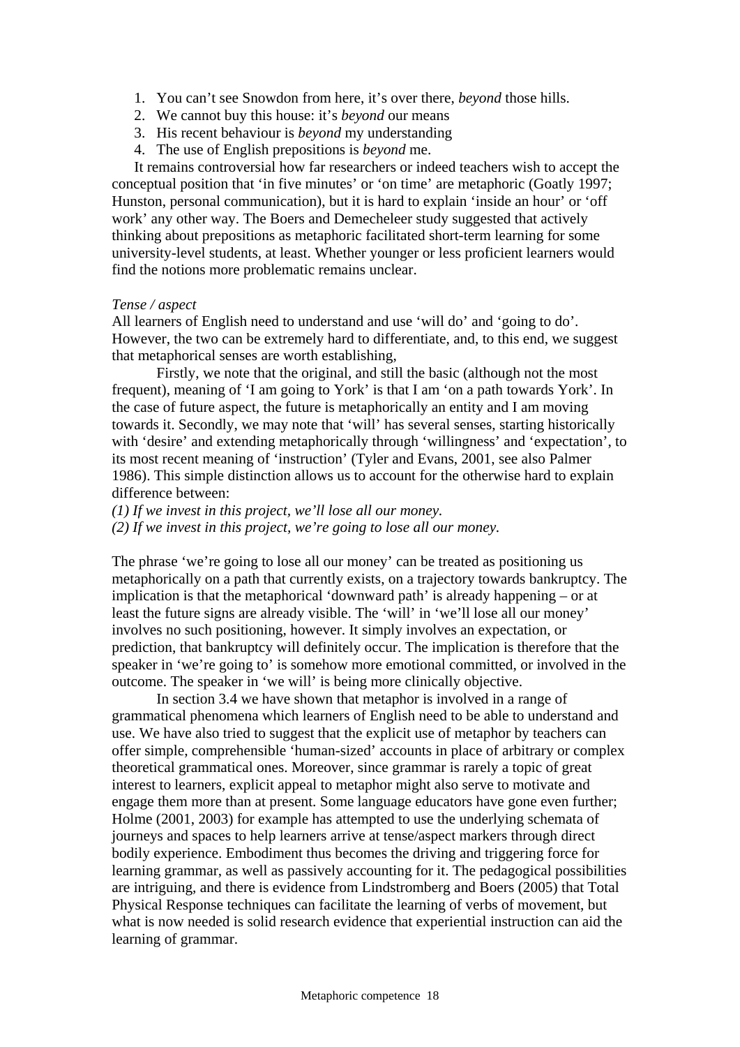1. You can't see Snowdon from here, it's over there, *beyond* those hills.
2. We cannot buy this house: it's *beyond* our means
3. His recent behaviour is *beyond* my understanding
4. The use of English prepositions is *beyond* me.

It remains controversial how far researchers or indeed teachers wish to accept the conceptual position that 'in five minutes' or 'on time' are metaphoric (Goatly 1997; Hunston, personal communication), but it is hard to explain 'inside an hour' or 'off work' any other way. The Boers and Demecheleer study suggested that actively thinking about prepositions as metaphoric facilitated short-term learning for some university-level students, at least. Whether younger or less proficient learners would find the notions more problematic remains unclear.

*Tense / aspect*

All learners of English need to understand and use 'will do' and 'going to do'. However, the two can be extremely hard to differentiate, and, to this end, we suggest that metaphorical senses are worth establishing,

Firstly, we note that the original, and still the basic (although not the most frequent), meaning of 'I am going to York' is that I am 'on a path towards York'. In the case of future aspect, the future is metaphorically an entity and I am moving towards it. Secondly, we may note that 'will' has several senses, starting historically with 'desire' and extending metaphorically through 'willingness' and 'expectation', to its most recent meaning of 'instruction' (Tyler and Evans, 2001, see also Palmer 1986). This simple distinction allows us to account for the otherwise hard to explain difference between:

*(1) If we invest in this project, we'll lose all our money.*
*(2) If we invest in this project, we're going to lose all our money.*

The phrase 'we're going to lose all our money' can be treated as positioning us metaphorically on a path that currently exists, on a trajectory towards bankruptcy. The implication is that the metaphorical 'downward path' is already happening – or at least the future signs are already visible. The 'will' in 'we'll lose all our money' involves no such positioning, however. It simply involves an expectation, or prediction, that bankruptcy will definitely occur. The implication is therefore that the speaker in 'we're going to' is somehow more emotional committed, or involved in the outcome. The speaker in 'we will' is being more clinically objective.

In section 3.4 we have shown that metaphor is involved in a range of grammatical phenomena which learners of English need to be able to understand and use. We have also tried to suggest that the explicit use of metaphor by teachers can offer simple, comprehensible 'human-sized' accounts in place of arbitrary or complex theoretical grammatical ones. Moreover, since grammar is rarely a topic of great interest to learners, explicit appeal to metaphor might also serve to motivate and engage them more than at present. Some language educators have gone even further; Holme (2001, 2003) for example has attempted to use the underlying schemata of journeys and spaces to help learners arrive at tense/aspect markers through direct bodily experience. Embodiment thus becomes the driving and triggering force for learning grammar, as well as passively accounting for it. The pedagogical possibilities are intriguing, and there is evidence from Lindstromberg and Boers (2005) that Total Physical Response techniques can facilitate the learning of verbs of movement, but what is now needed is solid research evidence that experiential instruction can aid the learning of grammar.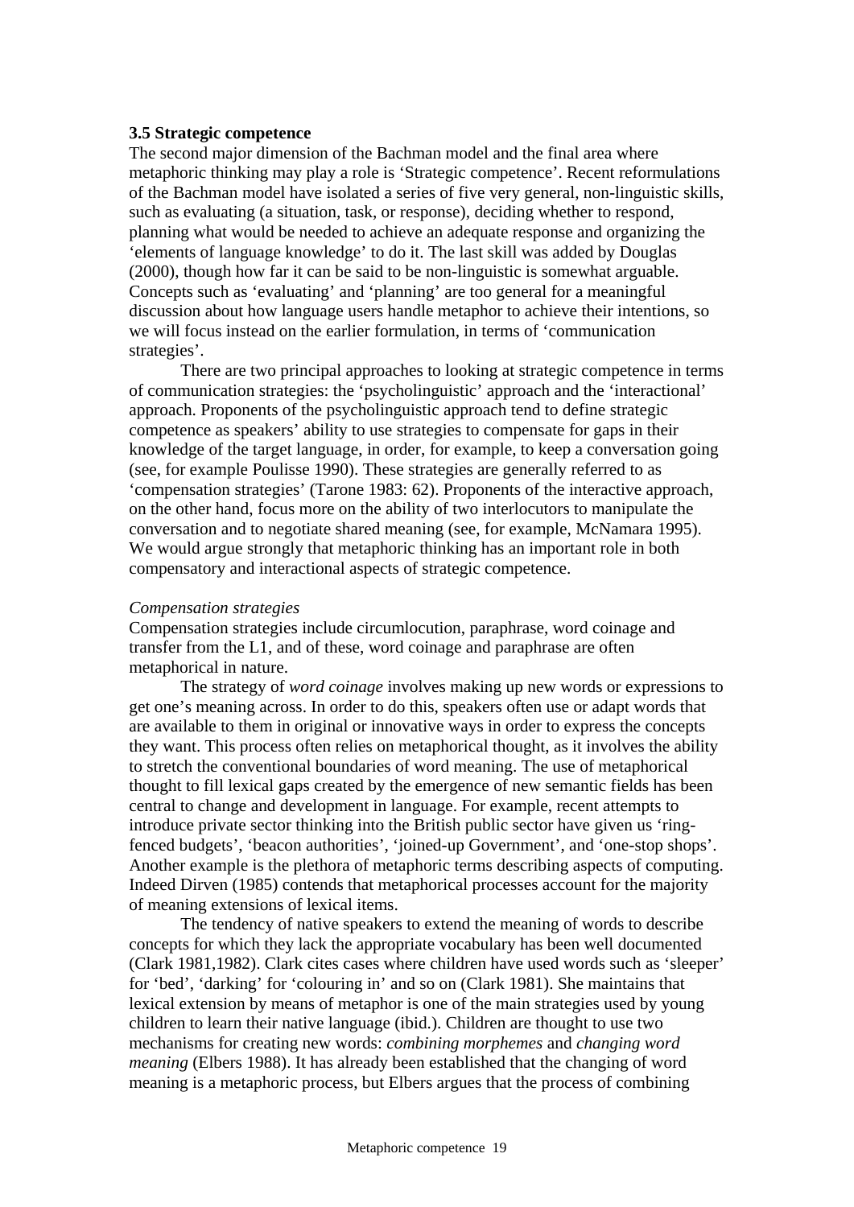### 3.5 Strategic competence

The second major dimension of the Bachman model and the final area where metaphoric thinking may play a role is 'Strategic competence'. Recent reformulations of the Bachman model have isolated a series of five very general, non-linguistic skills, such as evaluating (a situation, task, or response), deciding whether to respond, planning what would be needed to achieve an adequate response and organizing the 'elements of language knowledge' to do it. The last skill was added by Douglas (2000), though how far it can be said to be non-linguistic is somewhat arguable. Concepts such as 'evaluating' and 'planning' are too general for a meaningful discussion about how language users handle metaphor to achieve their intentions, so we will focus instead on the earlier formulation, in terms of 'communication strategies'.

There are two principal approaches to looking at strategic competence in terms of communication strategies: the 'psycholinguistic' approach and the 'interactional' approach. Proponents of the psycholinguistic approach tend to define strategic competence as speakers' ability to use strategies to compensate for gaps in their knowledge of the target language, in order, for example, to keep a conversation going (see, for example Poulisse 1990). These strategies are generally referred to as 'compensation strategies' (Tarone 1983: 62). Proponents of the interactive approach, on the other hand, focus more on the ability of two interlocutors to manipulate the conversation and to negotiate shared meaning (see, for example, McNamara 1995). We would argue strongly that metaphoric thinking has an important role in both compensatory and interactional aspects of strategic competence.

*Compensation strategies*

Compensation strategies include circumlocution, paraphrase, word coinage and transfer from the L1, and of these, word coinage and paraphrase are often metaphorical in nature.

The strategy of *word coinage* involves making up new words or expressions to get one's meaning across. In order to do this, speakers often use or adapt words that are available to them in original or innovative ways in order to express the concepts they want. This process often relies on metaphorical thought, as it involves the ability to stretch the conventional boundaries of word meaning. The use of metaphorical thought to fill lexical gaps created by the emergence of new semantic fields has been central to change and development in language. For example, recent attempts to introduce private sector thinking into the British public sector have given us 'ring-fenced budgets', 'beacon authorities', 'joined-up Government', and 'one-stop shops'. Another example is the plethora of metaphoric terms describing aspects of computing. Indeed Dirven (1985) contends that metaphorical processes account for the majority of meaning extensions of lexical items.

The tendency of native speakers to extend the meaning of words to describe concepts for which they lack the appropriate vocabulary has been well documented (Clark 1981,1982). Clark cites cases where children have used words such as 'sleeper' for 'bed', 'darking' for 'colouring in' and so on (Clark 1981). She maintains that lexical extension by means of metaphor is one of the main strategies used by young children to learn their native language (ibid.). Children are thought to use two mechanisms for creating new words: *combining morphemes* and *changing word meaning* (Elbers 1988). It has already been established that the changing of word meaning is a metaphoric process, but Elbers argues that the process of combining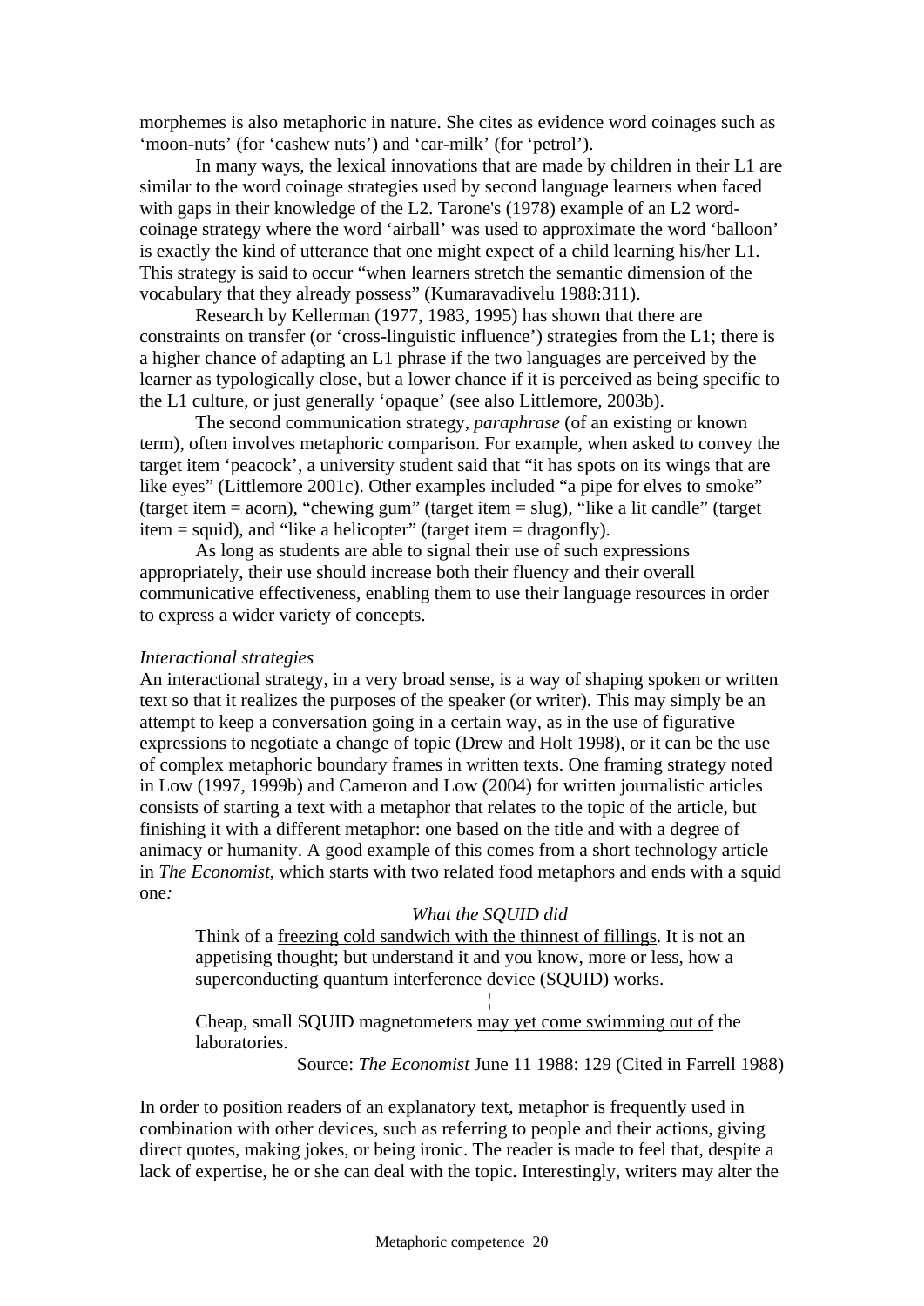morphemes is also metaphoric in nature. She cites as evidence word coinages such as 'moon-nuts' (for 'cashew nuts') and 'car-milk' (for 'petrol').

In many ways, the lexical innovations that are made by children in their L1 are similar to the word coinage strategies used by second language learners when faced with gaps in their knowledge of the L2. Tarone's (1978) example of an L2 word-coinage strategy where the word 'airball' was used to approximate the word 'balloon' is exactly the kind of utterance that one might expect of a child learning his/her L1. This strategy is said to occur "when learners stretch the semantic dimension of the vocabulary that they already possess" (Kumaravadivelu 1988:311).

Research by Kellerman (1977, 1983, 1995) has shown that there are constraints on transfer (or 'cross-linguistic influence') strategies from the L1; there is a higher chance of adapting an L1 phrase if the two languages are perceived by the learner as typologically close, but a lower chance if it is perceived as being specific to the L1 culture, or just generally 'opaque' (see also Littlemore, 2003b).

The second communication strategy, *paraphrase* (of an existing or known term), often involves metaphoric comparison. For example, when asked to convey the target item 'peacock', a university student said that "it has spots on its wings that are like eyes" (Littlemore 2001c). Other examples included "a pipe for elves to smoke" (target item = acorn), "chewing gum" (target item = slug), "like a lit candle" (target item = squid), and "like a helicopter" (target item = dragonfly).

As long as students are able to signal their use of such expressions appropriately, their use should increase both their fluency and their overall communicative effectiveness, enabling them to use their language resources in order to express a wider variety of concepts.

*Interactional strategies*

An interactional strategy, in a very broad sense, is a way of shaping spoken or written text so that it realizes the purposes of the speaker (or writer). This may simply be an attempt to keep a conversation going in a certain way, as in the use of figurative expressions to negotiate a change of topic (Drew and Holt 1998), or it can be the use of complex metaphoric boundary frames in written texts. One framing strategy noted in Low (1997, 1999b) and Cameron and Low (2004) for written journalistic articles consists of starting a text with a metaphor that relates to the topic of the article, but finishing it with a different metaphor: one based on the title and with a degree of animacy or humanity. A good example of this comes from a short technology article in *The Economist*, which starts with two related food metaphors and ends with a squid one*:*

> *What the SQUID did*
>
> Think of a <u>freezing cold sandwich with the thinnest of fillings</u>. It is not an <u>appetising</u> thought; but understand it and you know, more or less, how a superconducting quantum interference device (SQUID) works.
>
> ¦
>
> Cheap, small SQUID magnetometers <u>may yet come swimming out of</u> the laboratories.
>
> Source: *The Economist* June 11 1988: 129 (Cited in Farrell 1988)

In order to position readers of an explanatory text, metaphor is frequently used in combination with other devices, such as referring to people and their actions, giving direct quotes, making jokes, or being ironic. The reader is made to feel that, despite a lack of expertise, he or she can deal with the topic. Interestingly, writers may alter the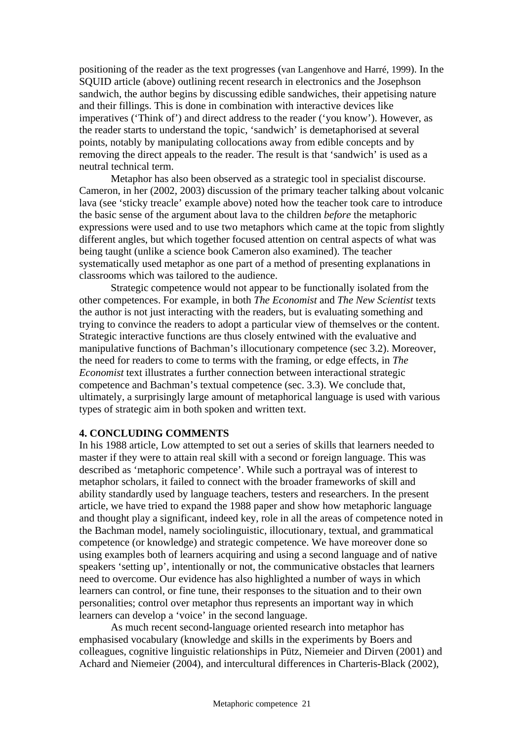positioning of the reader as the text progresses (van Langenhove and Harré, 1999). In the SQUID article (above) outlining recent research in electronics and the Josephson sandwich, the author begins by discussing edible sandwiches, their appetising nature and their fillings. This is done in combination with interactive devices like imperatives ('Think of') and direct address to the reader ('you know'). However, as the reader starts to understand the topic, 'sandwich' is demetaphorised at several points, notably by manipulating collocations away from edible concepts and by removing the direct appeals to the reader. The result is that 'sandwich' is used as a neutral technical term.

Metaphor has also been observed as a strategic tool in specialist discourse. Cameron, in her (2002, 2003) discussion of the primary teacher talking about volcanic lava (see 'sticky treacle' example above) noted how the teacher took care to introduce the basic sense of the argument about lava to the children *before* the metaphoric expressions were used and to use two metaphors which came at the topic from slightly different angles, but which together focused attention on central aspects of what was being taught (unlike a science book Cameron also examined). The teacher systematically used metaphor as one part of a method of presenting explanations in classrooms which was tailored to the audience.

Strategic competence would not appear to be functionally isolated from the other competences. For example, in both *The Economist* and *The New Scientist* texts the author is not just interacting with the readers, but is evaluating something and trying to convince the readers to adopt a particular view of themselves or the content. Strategic interactive functions are thus closely entwined with the evaluative and manipulative functions of Bachman's illocutionary competence (sec 3.2). Moreover, the need for readers to come to terms with the framing, or edge effects, in *The Economist* text illustrates a further connection between interactional strategic competence and Bachman's textual competence (sec. 3.3). We conclude that, ultimately, a surprisingly large amount of metaphorical language is used with various types of strategic aim in both spoken and written text.

## 4. CONCLUDING COMMENTS

In his 1988 article, Low attempted to set out a series of skills that learners needed to master if they were to attain real skill with a second or foreign language. This was described as 'metaphoric competence'. While such a portrayal was of interest to metaphor scholars, it failed to connect with the broader frameworks of skill and ability standardly used by language teachers, testers and researchers. In the present article, we have tried to expand the 1988 paper and show how metaphoric language and thought play a significant, indeed key, role in all the areas of competence noted in the Bachman model, namely sociolinguistic, illocutionary, textual, and grammatical competence (or knowledge) and strategic competence. We have moreover done so using examples both of learners acquiring and using a second language and of native speakers 'setting up', intentionally or not, the communicative obstacles that learners need to overcome. Our evidence has also highlighted a number of ways in which learners can control, or fine tune, their responses to the situation and to their own personalities; control over metaphor thus represents an important way in which learners can develop a 'voice' in the second language.

As much recent second-language oriented research into metaphor has emphasised vocabulary (knowledge and skills in the experiments by Boers and colleagues, cognitive linguistic relationships in Pütz, Niemeier and Dirven (2001) and Achard and Niemeier (2004), and intercultural differences in Charteris-Black (2002),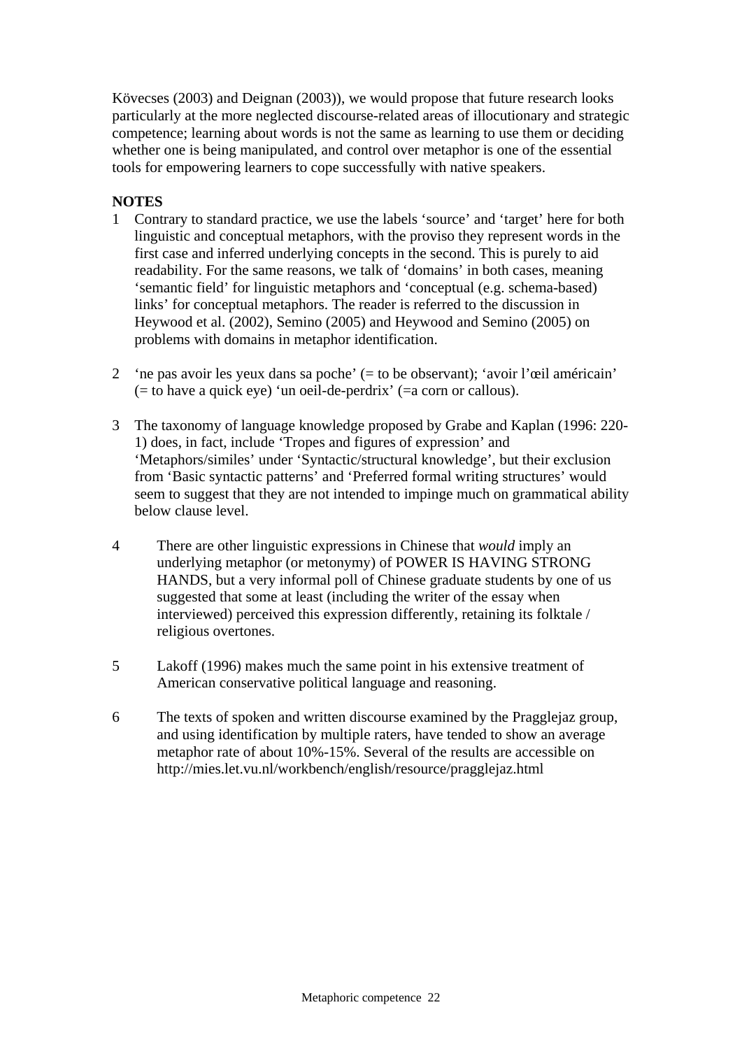Kövecses (2003) and Deignan (2003)), we would propose that future research looks particularly at the more neglected discourse-related areas of illocutionary and strategic competence; learning about words is not the same as learning to use them or deciding whether one is being manipulated, and control over metaphor is one of the essential tools for empowering learners to cope successfully with native speakers.

**NOTES**

1. Contrary to standard practice, we use the labels 'source' and 'target' here for both linguistic and conceptual metaphors, with the proviso they represent words in the first case and inferred underlying concepts in the second. This is purely to aid readability. For the same reasons, we talk of 'domains' in both cases, meaning 'semantic field' for linguistic metaphors and 'conceptual (e.g. schema-based) links' for conceptual metaphors. The reader is referred to the discussion in Heywood et al. (2002), Semino (2005) and Heywood and Semino (2005) on problems with domains in metaphor identification.

2. 'ne pas avoir les yeux dans sa poche' (= to be observant); 'avoir l'œil américain' (= to have a quick eye) 'un oeil-de-perdrix' (=a corn or callous).

3. The taxonomy of language knowledge proposed by Grabe and Kaplan (1996: 220-1) does, in fact, include 'Tropes and figures of expression' and 'Metaphors/similes' under 'Syntactic/structural knowledge', but their exclusion from 'Basic syntactic patterns' and 'Preferred formal writing structures' would seem to suggest that they are not intended to impinge much on grammatical ability below clause level.

4. There are other linguistic expressions in Chinese that *would* imply an underlying metaphor (or metonymy) of POWER IS HAVING STRONG HANDS, but a very informal poll of Chinese graduate students by one of us suggested that some at least (including the writer of the essay when interviewed) perceived this expression differently, retaining its folktale / religious overtones.

5. Lakoff (1996) makes much the same point in his extensive treatment of American conservative political language and reasoning.

6. The texts of spoken and written discourse examined by the Pragglejaz group, and using identification by multiple raters, have tended to show an average metaphor rate of about 10%-15%. Several of the results are accessible on http://mies.let.vu.nl/workbench/english/resource/pragglejaz.html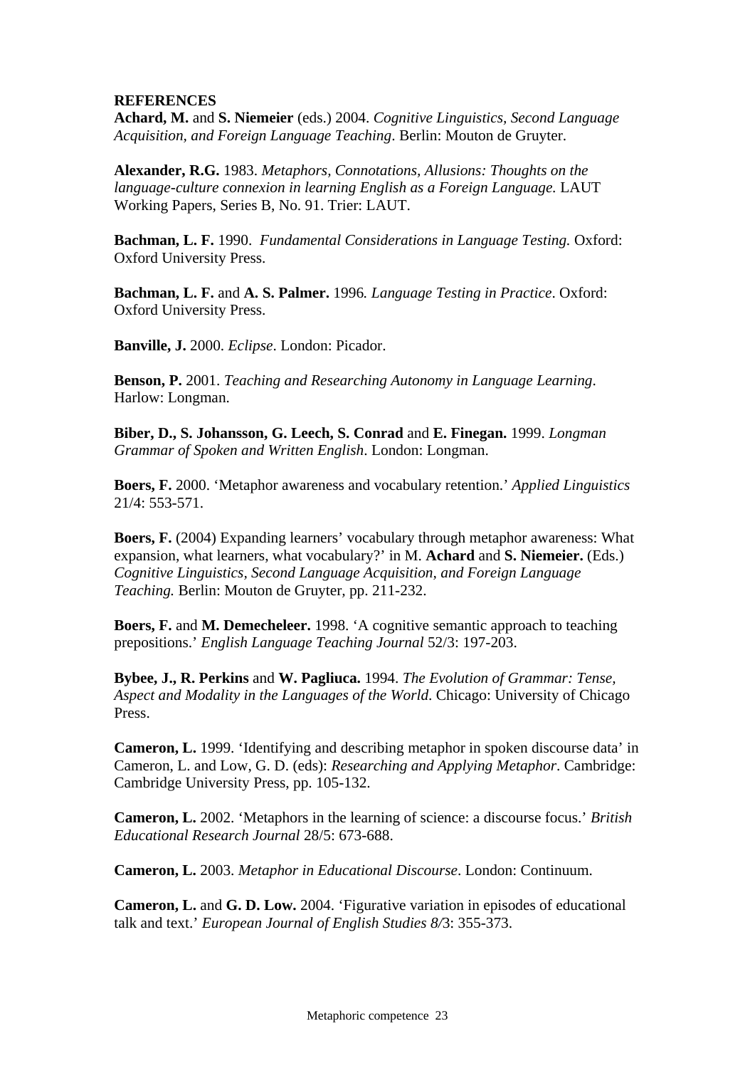**REFERENCES**

**Achard, M.** and **S. Niemeier** (eds.) 2004. *Cognitive Linguistics, Second Language Acquisition, and Foreign Language Teaching*. Berlin: Mouton de Gruyter.

**Alexander, R.G.** 1983. *Metaphors, Connotations, Allusions: Thoughts on the language-culture connexion in learning English as a Foreign Language.* LAUT Working Papers, Series B, No. 91. Trier: LAUT.

**Bachman, L. F.** 1990. *Fundamental Considerations in Language Testing.* Oxford: Oxford University Press.

**Bachman, L. F.** and **A. S. Palmer.** 1996. *Language Testing in Practice*. Oxford: Oxford University Press.

**Banville, J.** 2000. *Eclipse*. London: Picador.

**Benson, P.** 2001. *Teaching and Researching Autonomy in Language Learning*. Harlow: Longman.

**Biber, D., S. Johansson, G. Leech, S. Conrad** and **E. Finegan.** 1999. *Longman Grammar of Spoken and Written English*. London: Longman.

**Boers, F.** 2000. 'Metaphor awareness and vocabulary retention.' *Applied Linguistics* 21/4: 553-571.

**Boers, F.** (2004) Expanding learners' vocabulary through metaphor awareness: What expansion, what learners, what vocabulary?' in M. **Achard** and **S. Niemeier.** (Eds.) *Cognitive Linguistics, Second Language Acquisition, and Foreign Language Teaching.* Berlin: Mouton de Gruyter, pp. 211-232.

**Boers, F.** and **M. Demecheleer.** 1998. 'A cognitive semantic approach to teaching prepositions.' *English Language Teaching Journal* 52/3: 197-203.

**Bybee, J., R. Perkins** and **W. Pagliuca.** 1994. *The Evolution of Grammar: Tense, Aspect and Modality in the Languages of the World*. Chicago: University of Chicago Press.

**Cameron, L.** 1999. 'Identifying and describing metaphor in spoken discourse data' in Cameron, L. and Low, G. D. (eds): *Researching and Applying Metaphor*. Cambridge: Cambridge University Press, pp. 105-132.

**Cameron, L.** 2002. 'Metaphors in the learning of science: a discourse focus.' *British Educational Research Journal* 28/5: 673-688.

**Cameron, L.** 2003. *Metaphor in Educational Discourse*. London: Continuum.

**Cameron, L.** and **G. D. Low.** 2004. 'Figurative variation in episodes of educational talk and text.' *European Journal of English Studies 8/*3: 355-373.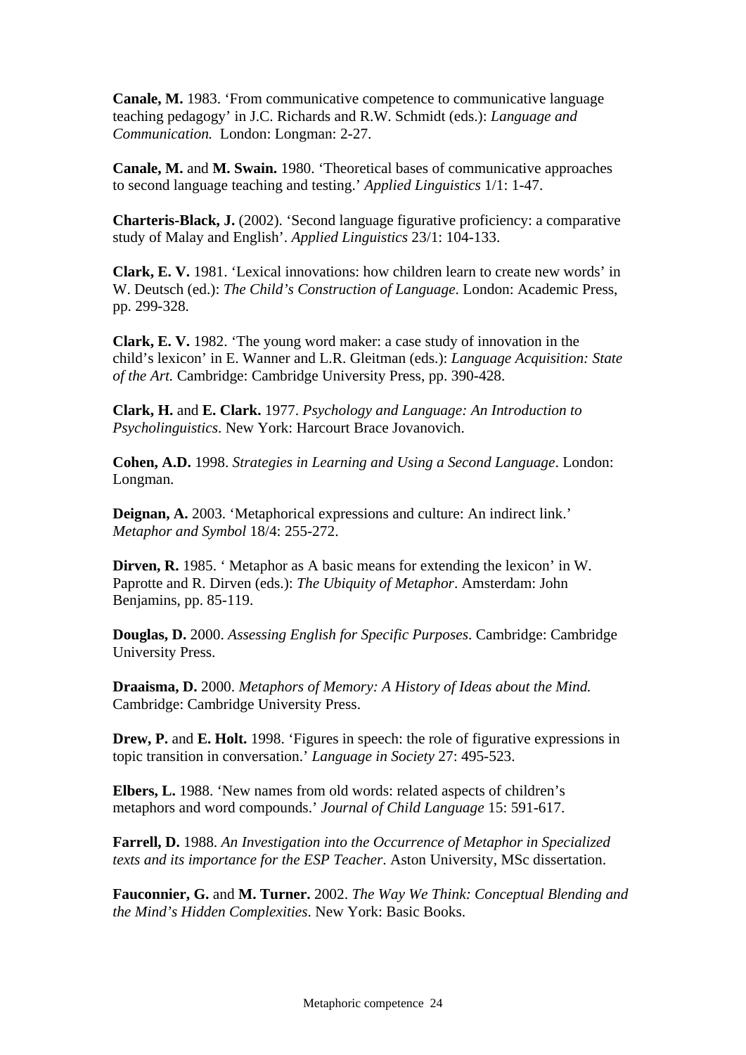**Canale, M.** 1983. 'From communicative competence to communicative language teaching pedagogy' in J.C. Richards and R.W. Schmidt (eds.): *Language and Communication.* London: Longman: 2-27.

**Canale, M.** and **M. Swain.** 1980. 'Theoretical bases of communicative approaches to second language teaching and testing.' *Applied Linguistics* 1/1: 1-47.

**Charteris-Black, J.** (2002). 'Second language figurative proficiency: a comparative study of Malay and English'. *Applied Linguistics* 23/1: 104-133.

**Clark, E. V.** 1981. 'Lexical innovations: how children learn to create new words' in W. Deutsch (ed.): *The Child's Construction of Language*. London: Academic Press, pp. 299-328.

**Clark, E. V.** 1982. 'The young word maker: a case study of innovation in the child's lexicon' in E. Wanner and L.R. Gleitman (eds.): *Language Acquisition: State of the Art.* Cambridge: Cambridge University Press, pp. 390-428.

**Clark, H.** and **E. Clark.** 1977. *Psychology and Language: An Introduction to Psycholinguistics*. New York: Harcourt Brace Jovanovich.

**Cohen, A.D.** 1998. *Strategies in Learning and Using a Second Language*. London: Longman.

**Deignan, A.** 2003. 'Metaphorical expressions and culture: An indirect link.' *Metaphor and Symbol* 18/4: 255-272.

**Dirven, R.** 1985. ' Metaphor as A basic means for extending the lexicon' in W. Paprotte and R. Dirven (eds.): *The Ubiquity of Metaphor*. Amsterdam: John Benjamins, pp. 85-119.

**Douglas, D.** 2000. *Assessing English for Specific Purposes*. Cambridge: Cambridge University Press.

**Draaisma, D.** 2000. *Metaphors of Memory: A History of Ideas about the Mind.* Cambridge: Cambridge University Press.

**Drew, P.** and **E. Holt.** 1998. 'Figures in speech: the role of figurative expressions in topic transition in conversation.' *Language in Society* 27: 495-523.

**Elbers, L.** 1988. 'New names from old words: related aspects of children's metaphors and word compounds.' *Journal of Child Language* 15: 591-617.

**Farrell, D.** 1988. *An Investigation into the Occurrence of Metaphor in Specialized texts and its importance for the ESP Teacher*. Aston University, MSc dissertation.

**Fauconnier, G.** and **M. Turner.** 2002. *The Way We Think: Conceptual Blending and the Mind's Hidden Complexities*. New York: Basic Books.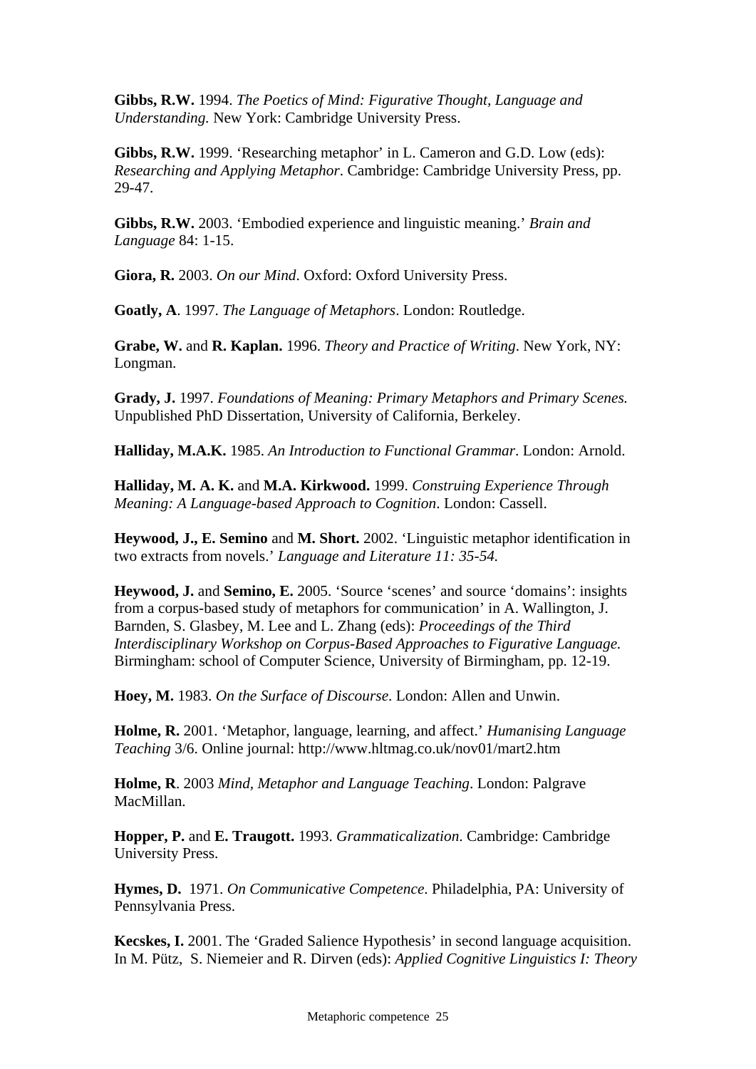**Gibbs, R.W.** 1994. *The Poetics of Mind: Figurative Thought, Language and Understanding.* New York: Cambridge University Press.

**Gibbs, R.W.** 1999. 'Researching metaphor' in L. Cameron and G.D. Low (eds): *Researching and Applying Metaphor*. Cambridge: Cambridge University Press, pp. 29-47.

**Gibbs, R.W.** 2003. 'Embodied experience and linguistic meaning.' *Brain and Language* 84: 1-15.

**Giora, R.** 2003. *On our Mind*. Oxford: Oxford University Press.

**Goatly, A**. 1997. *The Language of Metaphors*. London: Routledge.

**Grabe, W.** and **R. Kaplan.** 1996. *Theory and Practice of Writing*. New York, NY: Longman.

**Grady, J.** 1997. *Foundations of Meaning: Primary Metaphors and Primary Scenes.* Unpublished PhD Dissertation, University of California, Berkeley.

**Halliday, M.A.K.** 1985. *An Introduction to Functional Grammar*. London: Arnold.

**Halliday, M. A. K.** and **M.A. Kirkwood.** 1999. *Construing Experience Through Meaning: A Language-based Approach to Cognition*. London: Cassell.

**Heywood, J., E. Semino** and **M. Short.** 2002. 'Linguistic metaphor identification in two extracts from novels.' *Language and Literature 11: 35-54.*

**Heywood, J.** and **Semino, E.** 2005. 'Source 'scenes' and source 'domains': insights from a corpus-based study of metaphors for communication' in A. Wallington, J. Barnden, S. Glasbey, M. Lee and L. Zhang (eds): *Proceedings of the Third Interdisciplinary Workshop on Corpus-Based Approaches to Figurative Language.* Birmingham: school of Computer Science, University of Birmingham, pp. 12-19.

**Hoey, M.** 1983. *On the Surface of Discourse*. London: Allen and Unwin.

**Holme, R.** 2001. 'Metaphor, language, learning, and affect.' *Humanising Language Teaching* 3/6. Online journal: http://www.hltmag.co.uk/nov01/mart2.htm

**Holme, R**. 2003 *Mind, Metaphor and Language Teaching*. London: Palgrave MacMillan.

**Hopper, P.** and **E. Traugott.** 1993. *Grammaticalization*. Cambridge: Cambridge University Press.

**Hymes, D.** 1971. *On Communicative Competence*. Philadelphia, PA: University of Pennsylvania Press.

**Kecskes, I.** 2001. The 'Graded Salience Hypothesis' in second language acquisition. In M. Pütz, S. Niemeier and R. Dirven (eds): *Applied Cognitive Linguistics I: Theory*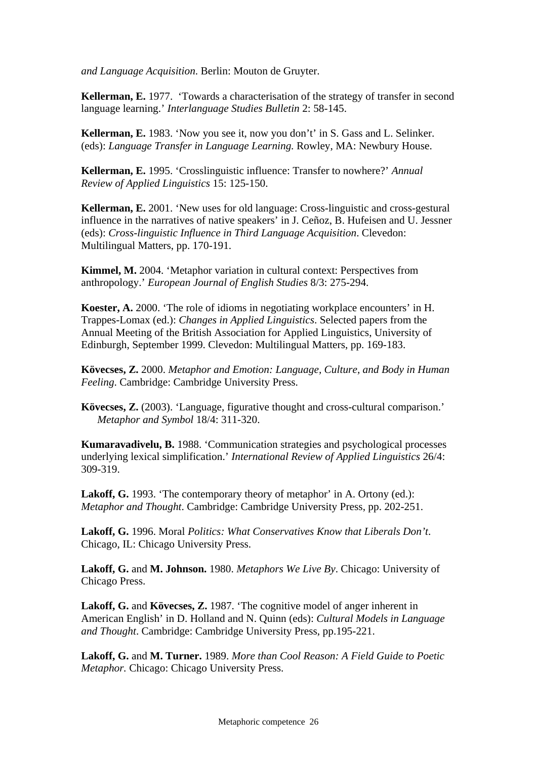*and Language Acquisition*. Berlin: Mouton de Gruyter.

**Kellerman, E.** 1977. 'Towards a characterisation of the strategy of transfer in second language learning.' *Interlanguage Studies Bulletin* 2: 58-145.

**Kellerman, E.** 1983. 'Now you see it, now you don't' in S. Gass and L. Selinker. (eds): *Language Transfer in Language Learning.* Rowley, MA: Newbury House.

**Kellerman, E.** 1995. 'Crosslinguistic influence: Transfer to nowhere?' *Annual Review of Applied Linguistics* 15: 125-150.

**Kellerman, E.** 2001. 'New uses for old language: Cross-linguistic and cross-gestural influence in the narratives of native speakers' in J. Ceñoz, B. Hufeisen and U. Jessner (eds): *Cross-linguistic Influence in Third Language Acquisition*. Clevedon: Multilingual Matters, pp. 170-191.

**Kimmel, M.** 2004. 'Metaphor variation in cultural context: Perspectives from anthropology.' *European Journal of English Studies* 8/3: 275-294.

**Koester, A.** 2000. 'The role of idioms in negotiating workplace encounters' in H. Trappes-Lomax (ed.): *Changes in Applied Linguistics*. Selected papers from the Annual Meeting of the British Association for Applied Linguistics, University of Edinburgh, September 1999. Clevedon: Multilingual Matters, pp. 169-183.

**Kövecses, Z.** 2000. *Metaphor and Emotion: Language, Culture, and Body in Human Feeling.* Cambridge: Cambridge University Press.

**Kövecses, Z.** (2003). 'Language, figurative thought and cross-cultural comparison.' *Metaphor and Symbol* 18/4: 311-320.

**Kumaravadivelu, B.** 1988. 'Communication strategies and psychological processes underlying lexical simplification.' *International Review of Applied Linguistics* 26/4: 309-319.

**Lakoff, G.** 1993. 'The contemporary theory of metaphor' in A. Ortony (ed.): *Metaphor and Thought*. Cambridge: Cambridge University Press, pp. 202-251.

**Lakoff, G.** 1996. Moral *Politics: What Conservatives Know that Liberals Don't*. Chicago, IL: Chicago University Press.

**Lakoff, G.** and **M. Johnson.** 1980. *Metaphors We Live By*. Chicago: University of Chicago Press.

**Lakoff, G.** and **Kövecses, Z.** 1987. 'The cognitive model of anger inherent in American English' in D. Holland and N. Quinn (eds): *Cultural Models in Language and Thought*. Cambridge: Cambridge University Press, pp.195-221.

**Lakoff, G.** and **M. Turner.** 1989. *More than Cool Reason: A Field Guide to Poetic Metaphor.* Chicago: Chicago University Press.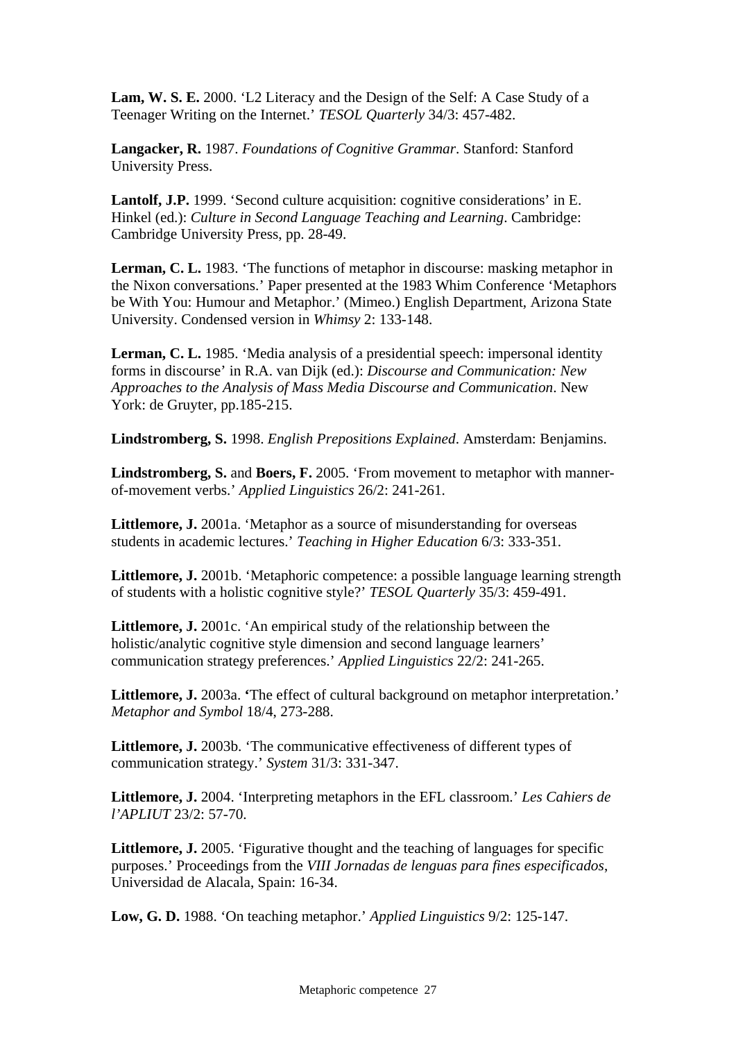**Lam, W. S. E.** 2000. 'L2 Literacy and the Design of the Self: A Case Study of a Teenager Writing on the Internet.' *TESOL Quarterly* 34/3: 457-482.

**Langacker, R.** 1987. *Foundations of Cognitive Grammar*. Stanford: Stanford University Press.

**Lantolf, J.P.** 1999. 'Second culture acquisition: cognitive considerations' in E. Hinkel (ed.): *Culture in Second Language Teaching and Learning*. Cambridge: Cambridge University Press, pp. 28-49.

**Lerman, C. L.** 1983. 'The functions of metaphor in discourse: masking metaphor in the Nixon conversations.' Paper presented at the 1983 Whim Conference 'Metaphors be With You: Humour and Metaphor.' (Mimeo.) English Department, Arizona State University. Condensed version in *Whimsy* 2: 133-148.

**Lerman, C. L.** 1985. 'Media analysis of a presidential speech: impersonal identity forms in discourse' in R.A. van Dijk (ed.): *Discourse and Communication: New Approaches to the Analysis of Mass Media Discourse and Communication*. New York: de Gruyter, pp.185-215.

**Lindstromberg, S.** 1998. *English Prepositions Explained*. Amsterdam: Benjamins.

**Lindstromberg, S.** and **Boers, F.** 2005. 'From movement to metaphor with manner-of-movement verbs.' *Applied Linguistics* 26/2: 241-261.

**Littlemore, J.** 2001a. 'Metaphor as a source of misunderstanding for overseas students in academic lectures.' *Teaching in Higher Education* 6/3: 333-351.

**Littlemore, J.** 2001b. 'Metaphoric competence: a possible language learning strength of students with a holistic cognitive style?' *TESOL Quarterly* 35/3: 459-491.

**Littlemore, J.** 2001c. 'An empirical study of the relationship between the holistic/analytic cognitive style dimension and second language learners' communication strategy preferences.' *Applied Linguistics* 22/2: 241-265.

**Littlemore, J.** 2003a. **'**The effect of cultural background on metaphor interpretation.' *Metaphor and Symbol* 18/4, 273-288.

**Littlemore, J.** 2003b. 'The communicative effectiveness of different types of communication strategy.' *System* 31/3: 331-347.

**Littlemore, J.** 2004. 'Interpreting metaphors in the EFL classroom.' *Les Cahiers de l'APLIUT* 23/2: 57-70.

**Littlemore, J.** 2005. 'Figurative thought and the teaching of languages for specific purposes.' Proceedings from the *VIII Jornadas de lenguas para fines especificados*, Universidad de Alacala, Spain: 16-34.

**Low, G. D.** 1988. 'On teaching metaphor.' *Applied Linguistics* 9/2: 125-147.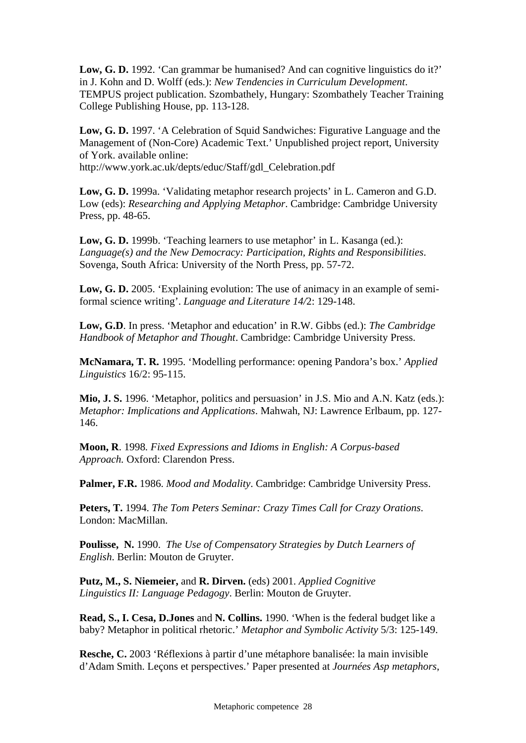**Low, G. D.** 1992. 'Can grammar be humanised? And can cognitive linguistics do it?' in J. Kohn and D. Wolff (eds.): *New Tendencies in Curriculum Development*. TEMPUS project publication. Szombathely, Hungary: Szombathely Teacher Training College Publishing House, pp. 113-128.

**Low, G. D.** 1997. 'A Celebration of Squid Sandwiches: Figurative Language and the Management of (Non-Core) Academic Text.' Unpublished project report, University of York. available online: http://www.york.ac.uk/depts/educ/Staff/gdl_Celebration.pdf

**Low, G. D.** 1999a. 'Validating metaphor research projects' in L. Cameron and G.D. Low (eds): *Researching and Applying Metaphor*. Cambridge: Cambridge University Press, pp. 48-65.

**Low, G. D.** 1999b. 'Teaching learners to use metaphor' in L. Kasanga (ed.): *Language(s) and the New Democracy: Participation, Rights and Responsibilities*. Sovenga, South Africa: University of the North Press, pp. 57-72.

**Low, G. D.** 2005. 'Explaining evolution: The use of animacy in an example of semi-formal science writing'. *Language and Literature 14/*2: 129-148.

**Low, G.D**. In press. 'Metaphor and education' in R.W. Gibbs (ed.): *The Cambridge Handbook of Metaphor and Thought*. Cambridge: Cambridge University Press.

**McNamara, T. R.** 1995. 'Modelling performance: opening Pandora's box.' *Applied Linguistics* 16/2: 95-115.

**Mio, J. S.** 1996. 'Metaphor, politics and persuasion' in J.S. Mio and A.N. Katz (eds.): *Metaphor: Implications and Applications*. Mahwah, NJ: Lawrence Erlbaum, pp. 127-146.

**Moon, R**. 1998. *Fixed Expressions and Idioms in English: A Corpus-based Approach.* Oxford: Clarendon Press.

**Palmer, F.R.** 1986. *Mood and Modality*. Cambridge: Cambridge University Press.

**Peters, T.** 1994. *The Tom Peters Seminar: Crazy Times Call for Crazy Orations*. London: MacMillan.

**Poulisse, N.** 1990. *The Use of Compensatory Strategies by Dutch Learners of English.* Berlin: Mouton de Gruyter.

**Putz, M., S. Niemeier,** and **R. Dirven.** (eds) 2001. *Applied Cognitive Linguistics II: Language Pedagogy*. Berlin: Mouton de Gruyter.

**Read, S., I. Cesa, D.Jones** and **N. Collins.** 1990. 'When is the federal budget like a baby? Metaphor in political rhetoric.' *Metaphor and Symbolic Activity* 5/3: 125-149.

**Resche, C.** 2003 'Réflexions à partir d'une métaphore banalisée: la main invisible d'Adam Smith. Leçons et perspectives.' Paper presented at *Journées Asp metaphors*,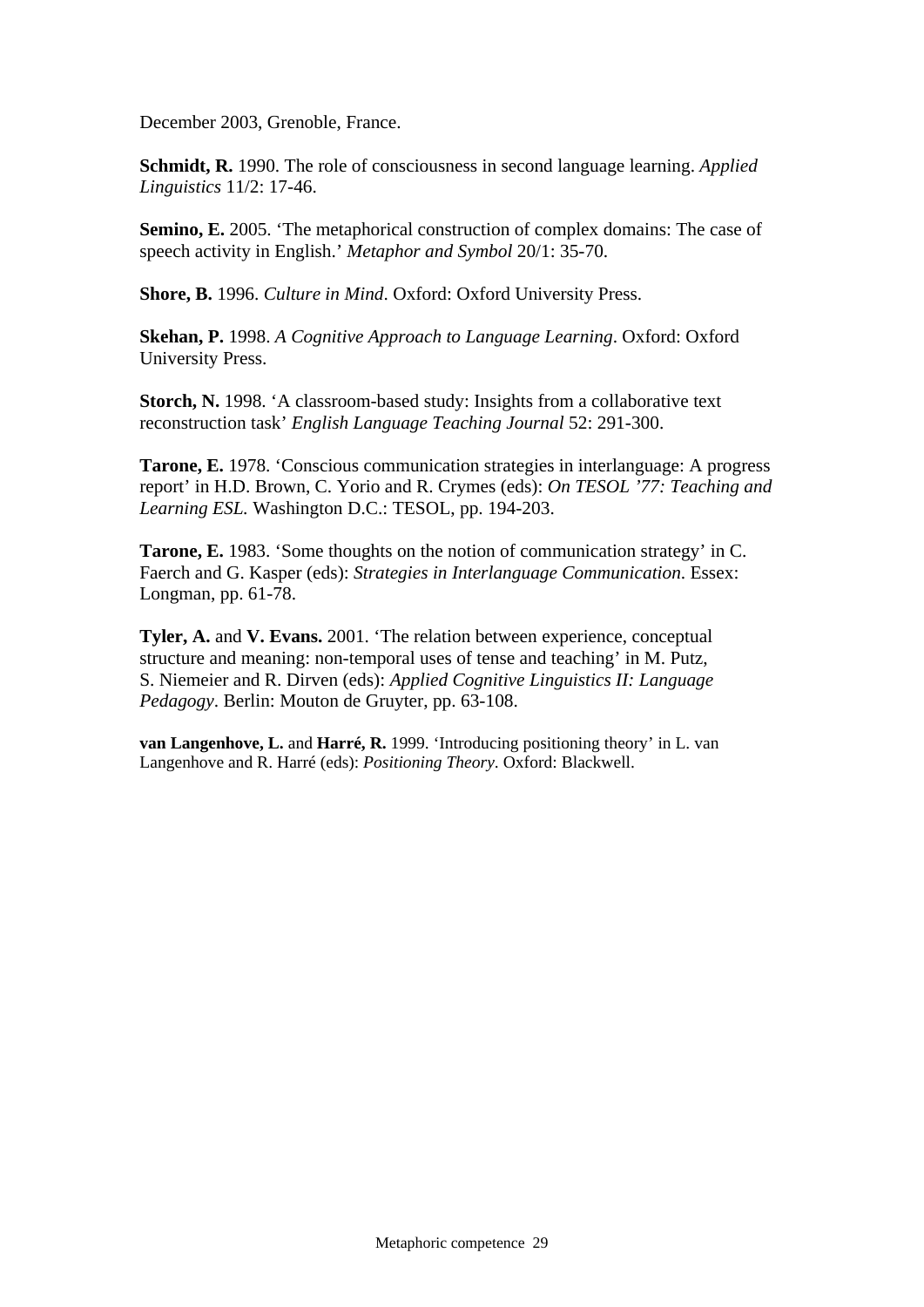December 2003, Grenoble, France.

**Schmidt, R.** 1990. The role of consciousness in second language learning. *Applied Linguistics* 11/2: 17-46.

**Semino, E.** 2005. 'The metaphorical construction of complex domains: The case of speech activity in English.' *Metaphor and Symbol* 20/1: 35-70.

**Shore, B.** 1996. *Culture in Mind*. Oxford: Oxford University Press.

**Skehan, P.** 1998. *A Cognitive Approach to Language Learning*. Oxford: Oxford University Press.

**Storch, N.** 1998. 'A classroom-based study: Insights from a collaborative text reconstruction task' *English Language Teaching Journal* 52: 291-300.

**Tarone, E.** 1978. 'Conscious communication strategies in interlanguage: A progress report' in H.D. Brown, C. Yorio and R. Crymes (eds): *On TESOL '77: Teaching and Learning ESL.* Washington D.C.: TESOL, pp. 194-203.

**Tarone, E.** 1983. 'Some thoughts on the notion of communication strategy' in C. Faerch and G. Kasper (eds): *Strategies in Interlanguage Communication.* Essex: Longman, pp. 61-78.

**Tyler, A.** and **V. Evans.** 2001. 'The relation between experience, conceptual structure and meaning: non-temporal uses of tense and teaching' in M. Putz, S. Niemeier and R. Dirven (eds): *Applied Cognitive Linguistics II: Language Pedagogy*. Berlin: Mouton de Gruyter, pp. 63-108.

**van Langenhove, L.** and **Harré, R.** 1999. 'Introducing positioning theory' in L. van Langenhove and R. Harré (eds): *Positioning Theory*. Oxford: Blackwell.